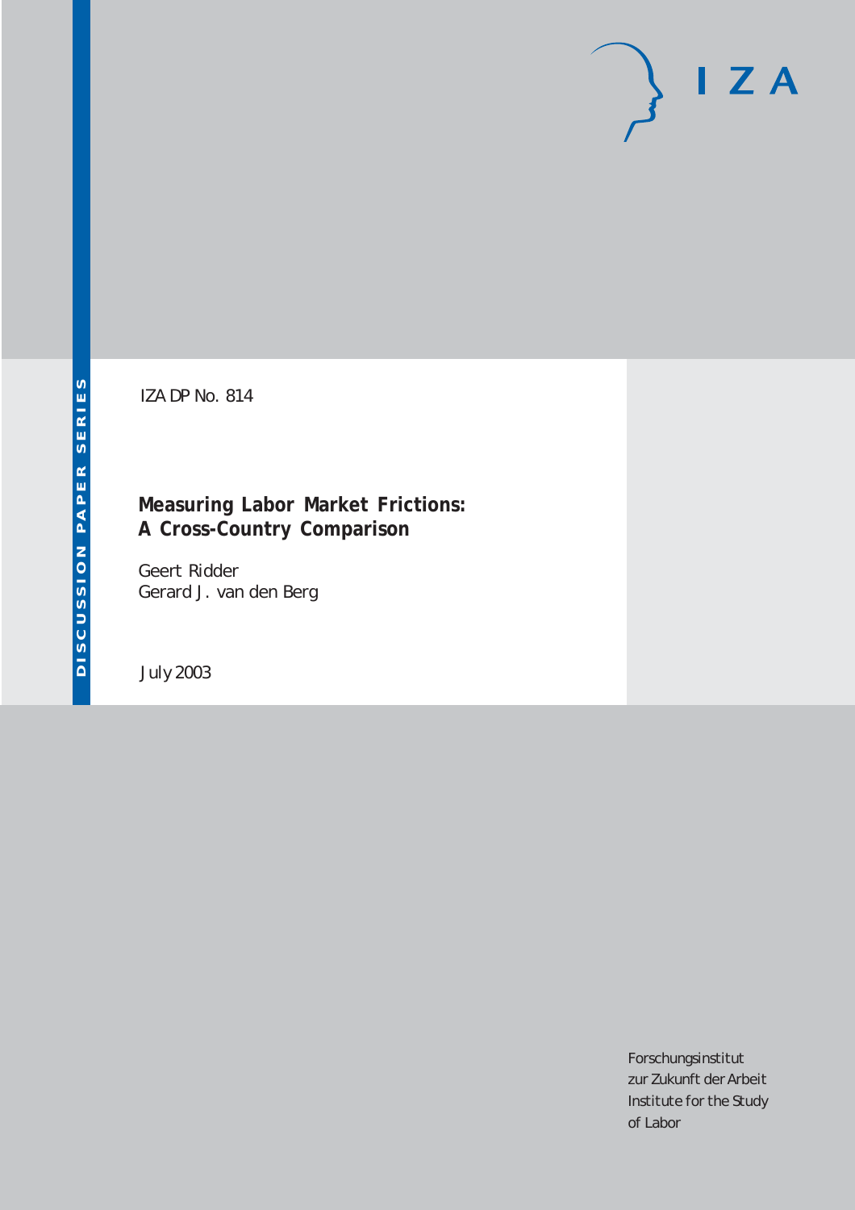IZA DP No. 814

# Measuring Labor Market Frictions: A Cross-Country Comparison

Geert Ridder
Gerard J. van den Berg

July 2003

DISCUSSION PAPER SERIES

IZA

Forschungsinstitut
zur Zukunft der Arbeit
Institute for the Study
of Labor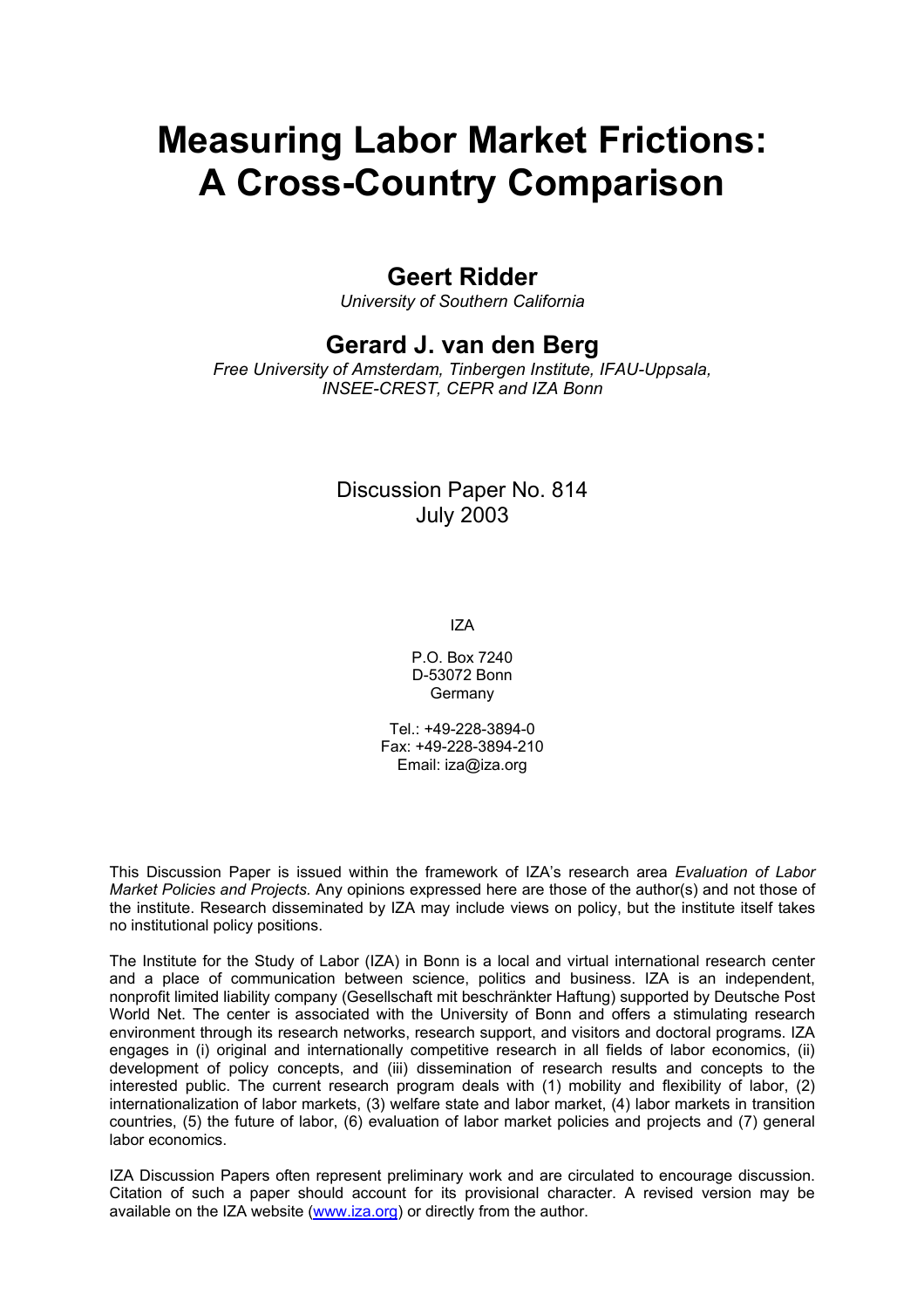# Measuring Labor Market Frictions: A Cross-Country Comparison

**Geert Ridder**

*University of Southern California*

**Gerard J. van den Berg**

*Free University of Amsterdam, Tinbergen Institute, IFAU-Uppsala, INSEE-CREST, CEPR and IZA Bonn*

Discussion Paper No. 814
July 2003

IZA

P.O. Box 7240
D-53072 Bonn
Germany

Tel.: +49-228-3894-0
Fax: +49-228-3894-210
Email: iza@iza.org

This Discussion Paper is issued within the framework of IZA's research area *Evaluation of Labor Market Policies and Projects.* Any opinions expressed here are those of the author(s) and not those of the institute. Research disseminated by IZA may include views on policy, but the institute itself takes no institutional policy positions.

The Institute for the Study of Labor (IZA) in Bonn is a local and virtual international research center and a place of communication between science, politics and business. IZA is an independent, nonprofit limited liability company (Gesellschaft mit beschränkter Haftung) supported by Deutsche Post World Net. The center is associated with the University of Bonn and offers a stimulating research environment through its research networks, research support, and visitors and doctoral programs. IZA engages in (i) original and internationally competitive research in all fields of labor economics, (ii) development of policy concepts, and (iii) dissemination of research results and concepts to the interested public. The current research program deals with (1) mobility and flexibility of labor, (2) internationalization of labor markets, (3) welfare state and labor market, (4) labor markets in transition countries, (5) the future of labor, (6) evaluation of labor market policies and projects and (7) general labor economics.

IZA Discussion Papers often represent preliminary work and are circulated to encourage discussion. Citation of such a paper should account for its provisional character. A revised version may be available on the IZA website (www.iza.org) or directly from the author.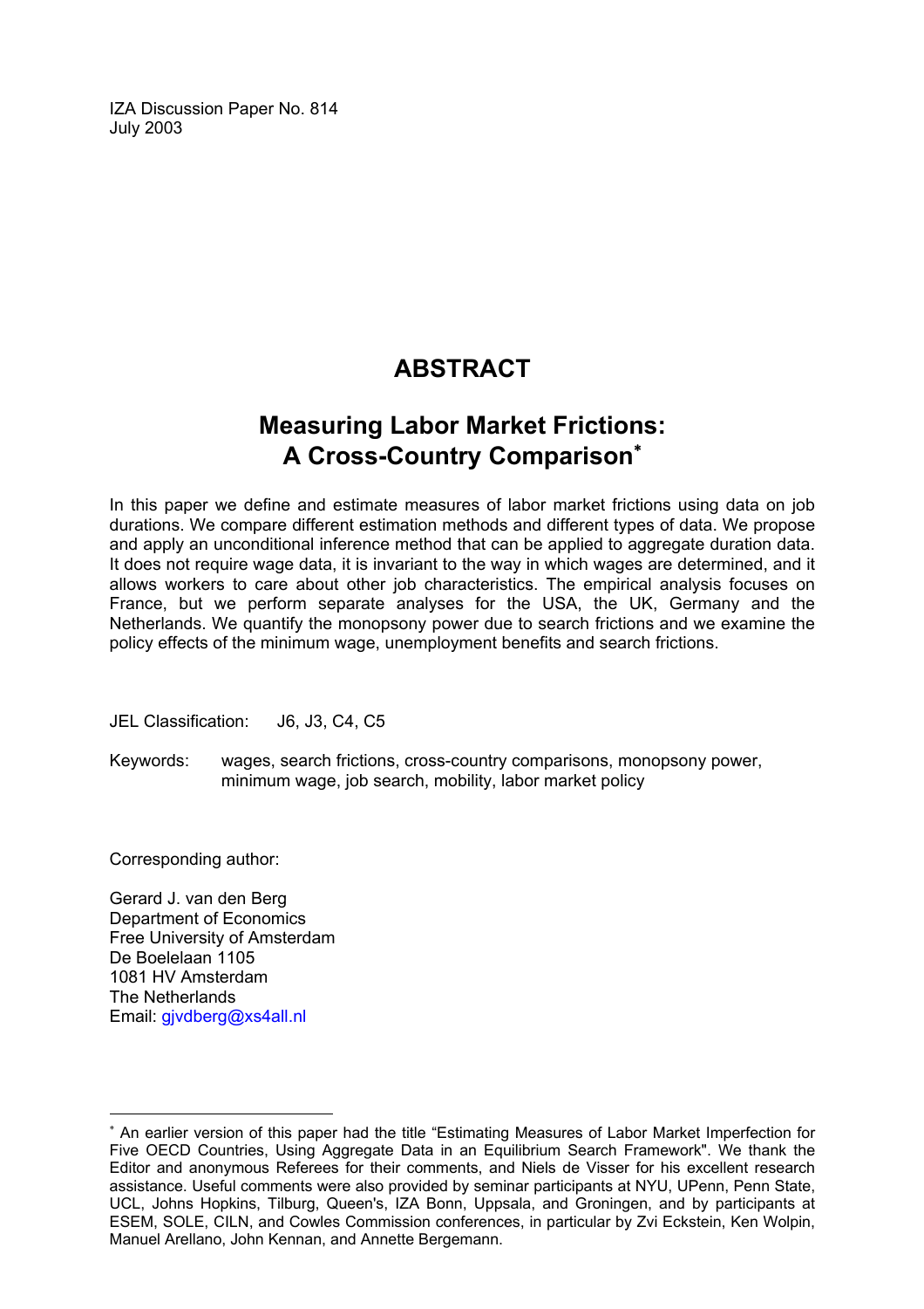IZA Discussion Paper No. 814
July 2003

# ABSTRACT

## Measuring Labor Market Frictions: A Cross-Country Comparison[*]

In this paper we define and estimate measures of labor market frictions using data on job durations. We compare different estimation methods and different types of data. We propose and apply an unconditional inference method that can be applied to aggregate duration data. It does not require wage data, it is invariant to the way in which wages are determined, and it allows workers to care about other job characteristics. The empirical analysis focuses on France, but we perform separate analyses for the USA, the UK, Germany and the Netherlands. We quantify the monopsony power due to search frictions and we examine the policy effects of the minimum wage, unemployment benefits and search frictions.

JEL Classification: J6, J3, C4, C5

Keywords: wages, search frictions, cross-country comparisons, monopsony power, minimum wage, job search, mobility, labor market policy

Corresponding author:

Gerard J. van den Berg
Department of Economics
Free University of Amsterdam
De Boelelaan 1105
1081 HV Amsterdam
The Netherlands
Email: gjvdberg@xs4all.nl

---

[*] An earlier version of this paper had the title "Estimating Measures of Labor Market Imperfection for Five OECD Countries, Using Aggregate Data in an Equilibrium Search Framework". We thank the Editor and anonymous Referees for their comments, and Niels de Visser for his excellent research assistance. Useful comments were also provided by seminar participants at NYU, UPenn, Penn State, UCL, Johns Hopkins, Tilburg, Queen's, IZA Bonn, Uppsala, and Groningen, and by participants at ESEM, SOLE, CILN, and Cowles Commission conferences, in particular by Zvi Eckstein, Ken Wolpin, Manuel Arellano, John Kennan, and Annette Bergemann.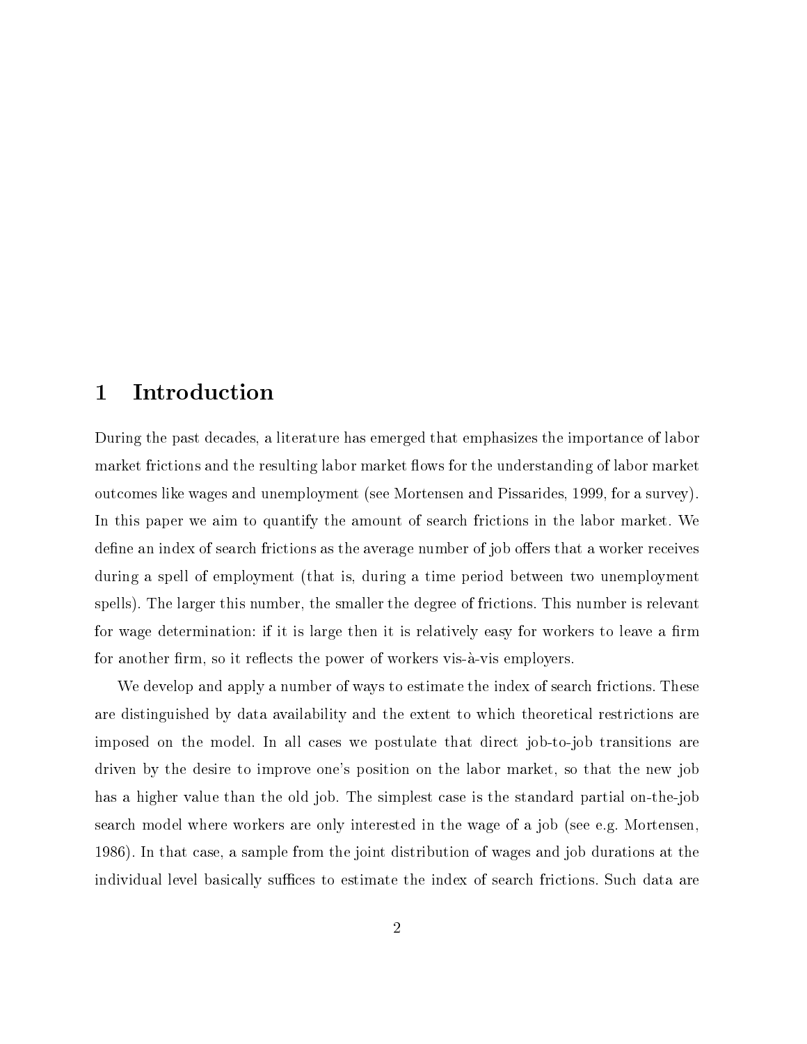# 1 Introduction

During the past decades, a literature has emerged that emphasizes the importance of labor market frictions and the resulting labor market flows for the understanding of labor market outcomes like wages and unemployment (see Mortensen and Pissarides, 1999, for a survey). In this paper we aim to quantify the amount of search frictions in the labor market. We define an index of search frictions as the average number of job offers that a worker receives during a spell of employment (that is, during a time period between two unemployment spells). The larger this number, the smaller the degree of frictions. This number is relevant for wage determination: if it is large then it is relatively easy for workers to leave a firm for another firm, so it reflects the power of workers vis-à-vis employers.

We develop and apply a number of ways to estimate the index of search frictions. These are distinguished by data availability and the extent to which theoretical restrictions are imposed on the model. In all cases we postulate that direct job-to-job transitions are driven by the desire to improve one's position on the labor market, so that the new job has a higher value than the old job. The simplest case is the standard partial on-the-job search model where workers are only interested in the wage of a job (see e.g. Mortensen, 1986). In that case, a sample from the joint distribution of wages and job durations at the individual level basically suffices to estimate the index of search frictions. Such data are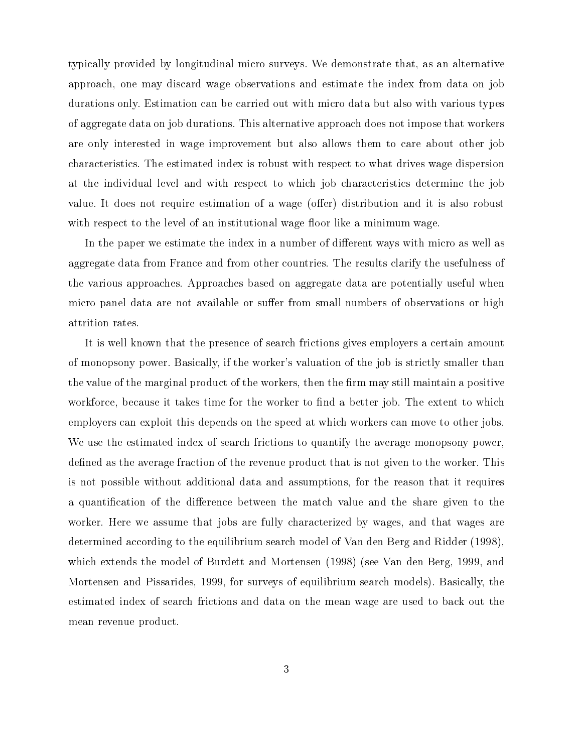typically provided by longitudinal micro surveys. We demonstrate that, as an alternative approach, one may discard wage observations and estimate the index from data on job durations only. Estimation can be carried out with micro data but also with various types of aggregate data on job durations. This alternative approach does not impose that workers are only interested in wage improvement but also allows them to care about other job characteristics. The estimated index is robust with respect to what drives wage dispersion at the individual level and with respect to which job characteristics determine the job value. It does not require estimation of a wage (offer) distribution and it is also robust with respect to the level of an institutional wage floor like a minimum wage.

In the paper we estimate the index in a number of different ways with micro as well as aggregate data from France and from other countries. The results clarify the usefulness of the various approaches. Approaches based on aggregate data are potentially useful when micro panel data are not available or suffer from small numbers of observations or high attrition rates.

It is well known that the presence of search frictions gives employers a certain amount of monopsony power. Basically, if the worker's valuation of the job is strictly smaller than the value of the marginal product of the workers, then the firm may still maintain a positive workforce, because it takes time for the worker to find a better job. The extent to which employers can exploit this depends on the speed at which workers can move to other jobs. We use the estimated index of search frictions to quantify the average monopsony power, defined as the average fraction of the revenue product that is not given to the worker. This is not possible without additional data and assumptions, for the reason that it requires a quantification of the difference between the match value and the share given to the worker. Here we assume that jobs are fully characterized by wages, and that wages are determined according to the equilibrium search model of Van den Berg and Ridder (1998), which extends the model of Burdett and Mortensen (1998) (see Van den Berg, 1999, and Mortensen and Pissarides, 1999, for surveys of equilibrium search models). Basically, the estimated index of search frictions and data on the mean wage are used to back out the mean revenue product.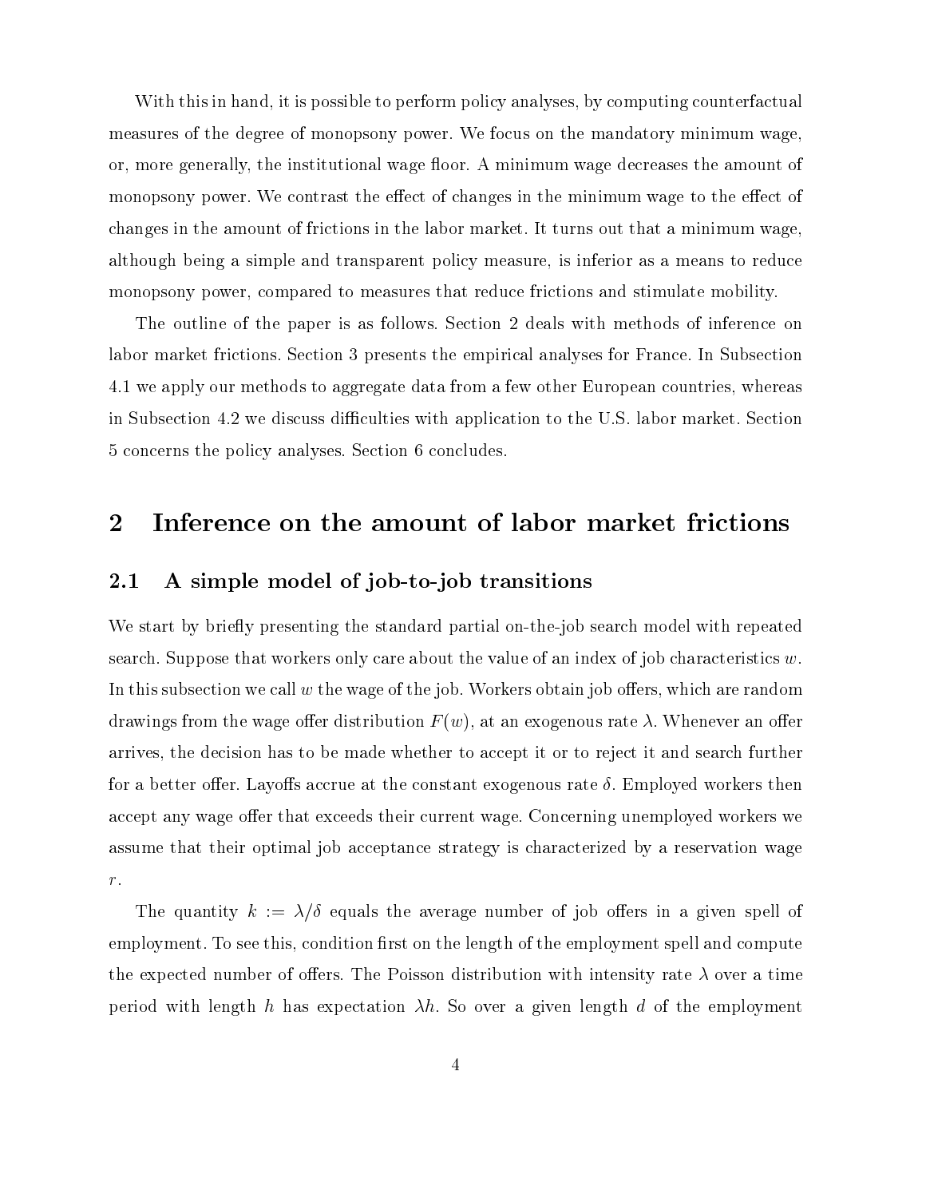With this in hand, it is possible to perform policy analyses, by computing counterfactual measures of the degree of monopsony power. We focus on the mandatory minimum wage, or, more generally, the institutional wage floor. A minimum wage decreases the amount of monopsony power. We contrast the effect of changes in the minimum wage to the effect of changes in the amount of frictions in the labor market. It turns out that a minimum wage, although being a simple and transparent policy measure, is inferior as a means to reduce monopsony power, compared to measures that reduce frictions and stimulate mobility.

The outline of the paper is as follows. Section 2 deals with methods of inference on labor market frictions. Section 3 presents the empirical analyses for France. In Subsection 4.1 we apply our methods to aggregate data from a few other European countries, whereas in Subsection 4.2 we discuss difficulties with application to the U.S. labor market. Section 5 concerns the policy analyses. Section 6 concludes.

# 2 Inference on the amount of labor market frictions

## 2.1 A simple model of job-to-job transitions

We start by briefly presenting the standard partial on-the-job search model with repeated search. Suppose that workers only care about the value of an index of job characteristics $w$. In this subsection we call $w$ the wage of the job. Workers obtain job offers, which are random drawings from the wage offer distribution $F(w)$, at an exogenous rate $\lambda$. Whenever an offer arrives, the decision has to be made whether to accept it or to reject it and search further for a better offer. Layoffs accrue at the constant exogenous rate $\delta$. Employed workers then accept any wage offer that exceeds their current wage. Concerning unemployed workers we assume that their optimal job acceptance strategy is characterized by a reservation wage $r$.

The quantity $k := \lambda/\delta$ equals the average number of job offers in a given spell of employment. To see this, condition first on the length of the employment spell and compute the expected number of offers. The Poisson distribution with intensity rate $\lambda$ over a time period with length $h$ has expectation $\lambda h$. So over a given length $d$ of the employment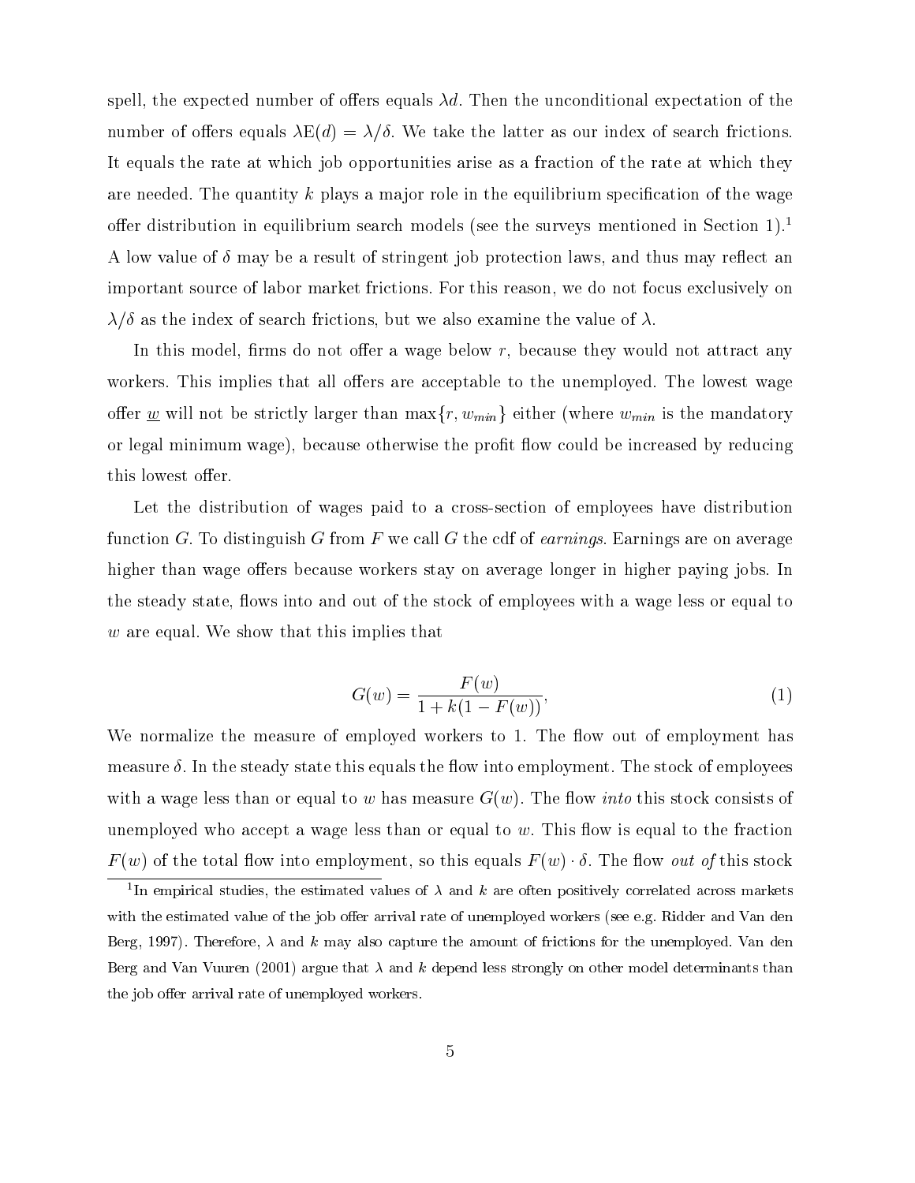spell, the expected number of offers equals $\lambda d$. Then the unconditional expectation of the number of offers equals $\lambda \mathrm{E}(d) = \lambda/\delta$. We take the latter as our index of search frictions. It equals the rate at which job opportunities arise as a fraction of the rate at which they are needed. The quantity $k$ plays a major role in the equilibrium specification of the wage offer distribution in equilibrium search models (see the surveys mentioned in Section 1).[1] A low value of $\delta$ may be a result of stringent job protection laws, and thus may reflect an important source of labor market frictions. For this reason, we do not focus exclusively on $\lambda/\delta$ as the index of search frictions, but we also examine the value of $\lambda$.

In this model, firms do not offer a wage below $r$, because they would not attract any workers. This implies that all offers are acceptable to the unemployed. The lowest wage offer $\underline{w}$ will not be strictly larger than $\max\{r, w_{min}\}$ either (where $w_{min}$ is the mandatory or legal minimum wage), because otherwise the profit flow could be increased by reducing this lowest offer.

Let the distribution of wages paid to a cross-section of employees have distribution function $G$. To distinguish $G$ from $F$ we call $G$ the cdf of *earnings*. Earnings are on average higher than wage offers because workers stay on average longer in higher paying jobs. In the steady state, flows into and out of the stock of employees with a wage less or equal to $w$ are equal. We show that this implies that

$$G(w) = \frac{F(w)}{1 + k(1 - F(w))}, \tag{1}$$

We normalize the measure of employed workers to 1. The flow out of employment has measure $\delta$. In the steady state this equals the flow into employment. The stock of employees with a wage less than or equal to $w$ has measure $G(w)$. The flow *into* this stock consists of unemployed who accept a wage less than or equal to $w$. This flow is equal to the fraction $F(w)$ of the total flow into employment, so this equals $F(w) \cdot \delta$. The flow *out of* this stock

[1] In empirical studies, the estimated values of $\lambda$ and $k$ are often positively correlated across markets with the estimated value of the job offer arrival rate of unemployed workers (see e.g. Ridder and Van den Berg, 1997). Therefore, $\lambda$ and $k$ may also capture the amount of frictions for the unemployed. Van den Berg and Van Vuuren (2001) argue that $\lambda$ and $k$ depend less strongly on other model determinants than the job offer arrival rate of unemployed workers.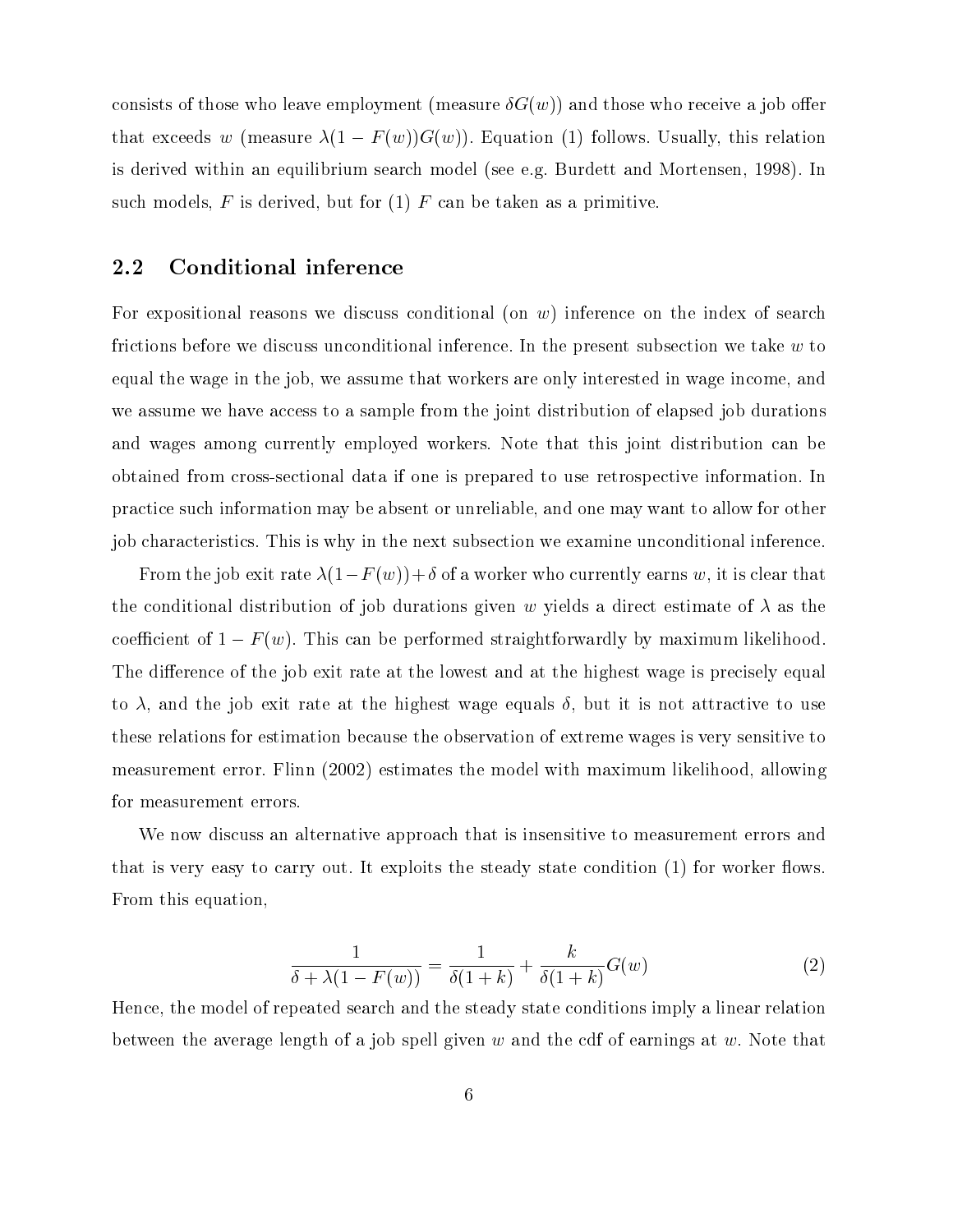consists of those who leave employment (measure $\delta G(w)$) and those who receive a job offer that exceeds $w$ (measure $\lambda(1 - F(w))G(w)$). Equation (1) follows. Usually, this relation is derived within an equilibrium search model (see e.g. Burdett and Mortensen, 1998). In such models, $F$ is derived, but for (1) $F$ can be taken as a primitive.

## 2.2 Conditional inference

For expositional reasons we discuss conditional (on $w$) inference on the index of search frictions before we discuss unconditional inference. In the present subsection we take $w$ to equal the wage in the job, we assume that workers are only interested in wage income, and we assume we have access to a sample from the joint distribution of elapsed job durations and wages among currently employed workers. Note that this joint distribution can be obtained from cross-sectional data if one is prepared to use retrospective information. In practice such information may be absent or unreliable, and one may want to allow for other job characteristics. This is why in the next subsection we examine unconditional inference.

From the job exit rate $\lambda(1-F(w))+\delta$ of a worker who currently earns $w$, it is clear that the conditional distribution of job durations given $w$ yields a direct estimate of $\lambda$ as the coefficient of $1 - F(w)$. This can be performed straightforwardly by maximum likelihood. The difference of the job exit rate at the lowest and at the highest wage is precisely equal to $\lambda$, and the job exit rate at the highest wage equals $\delta$, but it is not attractive to use these relations for estimation because the observation of extreme wages is very sensitive to measurement error. Flinn (2002) estimates the model with maximum likelihood, allowing for measurement errors.

We now discuss an alternative approach that is insensitive to measurement errors and that is very easy to carry out. It exploits the steady state condition (1) for worker flows. From this equation,

$$\frac{1}{\delta + \lambda(1 - F(w))} = \frac{1}{\delta(1 + k)} + \frac{k}{\delta(1 + k)} G(w) \tag{2}$$

Hence, the model of repeated search and the steady state conditions imply a linear relation between the average length of a job spell given $w$ and the cdf of earnings at $w$. Note that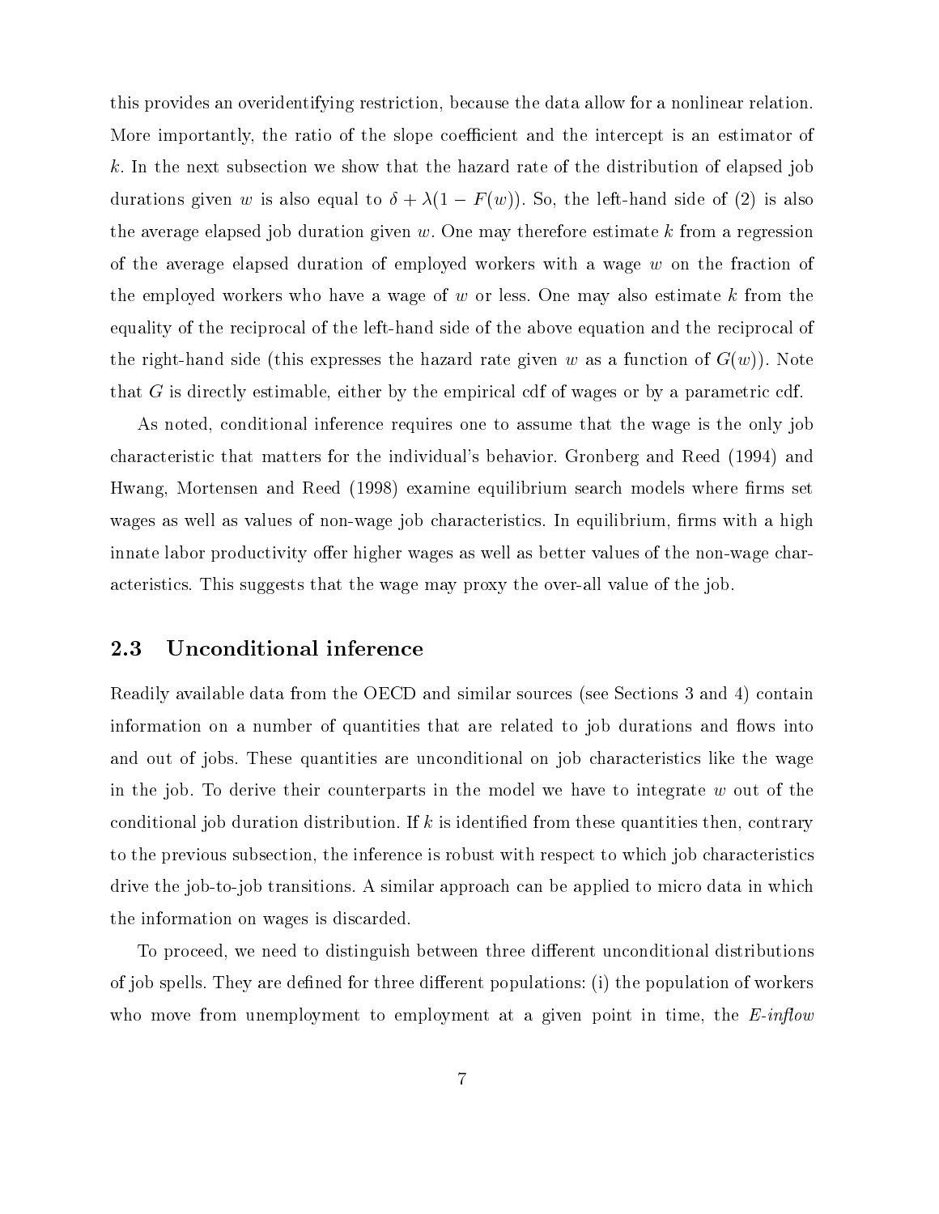this provides an overidentifying restriction, because the data allow for a nonlinear relation. More importantly, the ratio of the slope coefficient and the intercept is an estimator of $k$. In the next subsection we show that the hazard rate of the distribution of elapsed job durations given $w$ is also equal to $\delta + \lambda(1 - F(w))$. So, the left-hand side of (2) is also the average elapsed job duration given $w$. One may therefore estimate $k$ from a regression of the average elapsed duration of employed workers with a wage $w$ on the fraction of the employed workers who have a wage of $w$ or less. One may also estimate $k$ from the equality of the reciprocal of the left-hand side of the above equation and the reciprocal of the right-hand side (this expresses the hazard rate given $w$ as a function of $G(w)$). Note that $G$ is directly estimable, either by the empirical cdf of wages or by a parametric cdf.

As noted, conditional inference requires one to assume that the wage is the only job characteristic that matters for the individual's behavior. Gronberg and Reed (1994) and Hwang, Mortensen and Reed (1998) examine equilibrium search models where firms set wages as well as values of non-wage job characteristics. In equilibrium, firms with a high innate labor productivity offer higher wages as well as better values of the non-wage characteristics. This suggests that the wage may proxy the over-all value of the job.

## 2.3 Unconditional inference

Readily available data from the OECD and similar sources (see Sections 3 and 4) contain information on a number of quantities that are related to job durations and flows into and out of jobs. These quantities are unconditional on job characteristics like the wage in the job. To derive their counterparts in the model we have to integrate $w$ out of the conditional job duration distribution. If $k$ is identified from these quantities then, contrary to the previous subsection, the inference is robust with respect to which job characteristics drive the job-to-job transitions. A similar approach can be applied to micro data in which the information on wages is discarded.

To proceed, we need to distinguish between three different unconditional distributions of job spells. They are defined for three different populations: (i) the population of workers who move from unemployment to employment at a given point in time, the *E-inflow*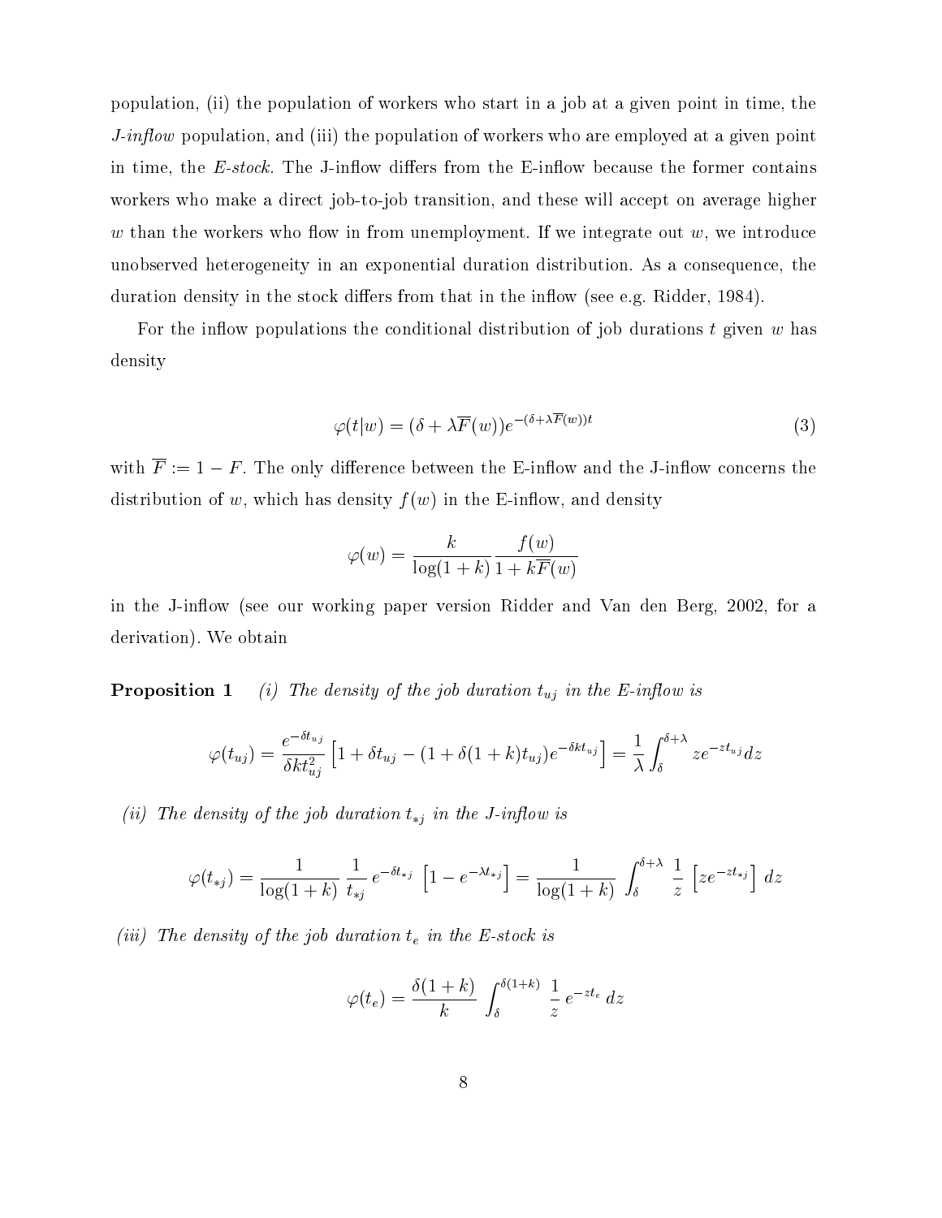population, (ii) the population of workers who start in a job at a given point in time, the *J-inflow* population, and (iii) the population of workers who are employed at a given point in time, the *E-stock*. The J-inflow differs from the E-inflow because the former contains workers who make a direct job-to-job transition, and these will accept on average higher $w$ than the workers who flow in from unemployment. If we integrate out $w$, we introduce unobserved heterogeneity in an exponential duration distribution. As a consequence, the duration density in the stock differs from that in the inflow (see e.g. Ridder, 1984).

For the inflow populations the conditional distribution of job durations $t$ given $w$ has density

$$\varphi(t|w) = (\delta + \lambda \overline{F}(w)) e^{-(\delta + \lambda \overline{F}(w))t} \tag{3}$$

with $\overline{F} := 1 - F$. The only difference between the E-inflow and the J-inflow concerns the distribution of $w$, which has density $f(w)$ in the E-inflow, and density

$$\varphi(w) = \frac{k}{\log(1+k)} \frac{f(w)}{1 + k\overline{F}(w)}$$

in the J-inflow (see our working paper version Ridder and Van den Berg, 2002, for a derivation). We obtain

**Proposition 1** *(i) The density of the job duration $t_{uj}$ in the E-inflow is*

$$\varphi(t_{uj}) = \frac{e^{-\delta t_{uj}}}{\delta k t_{uj}^2} \left[ 1 + \delta t_{uj} - (1 + \delta(1+k) t_{uj}) e^{-\delta k t_{uj}} \right] = \frac{1}{\lambda} \int_{\delta}^{\delta + \lambda} z e^{-z t_{uj}} dz$$

*(ii) The density of the job duration $t_{*j}$ in the J-inflow is*

$$\varphi(t_{*j}) = \frac{1}{\log(1+k)} \frac{1}{t_{*j}} e^{-\delta t_{*j}} \left[ 1 - e^{-\lambda t_{*j}} \right] = \frac{1}{\log(1+k)} \int_{\delta}^{\delta+\lambda} \frac{1}{z} \left[ z e^{-z t_{*j}} \right] dz$$

*(iii) The density of the job duration $t_e$ in the E-stock is*

$$\varphi(t_e) = \frac{\delta(1+k)}{k} \int_{\delta}^{\delta(1+k)} \frac{1}{z} e^{-z t_e} dz$$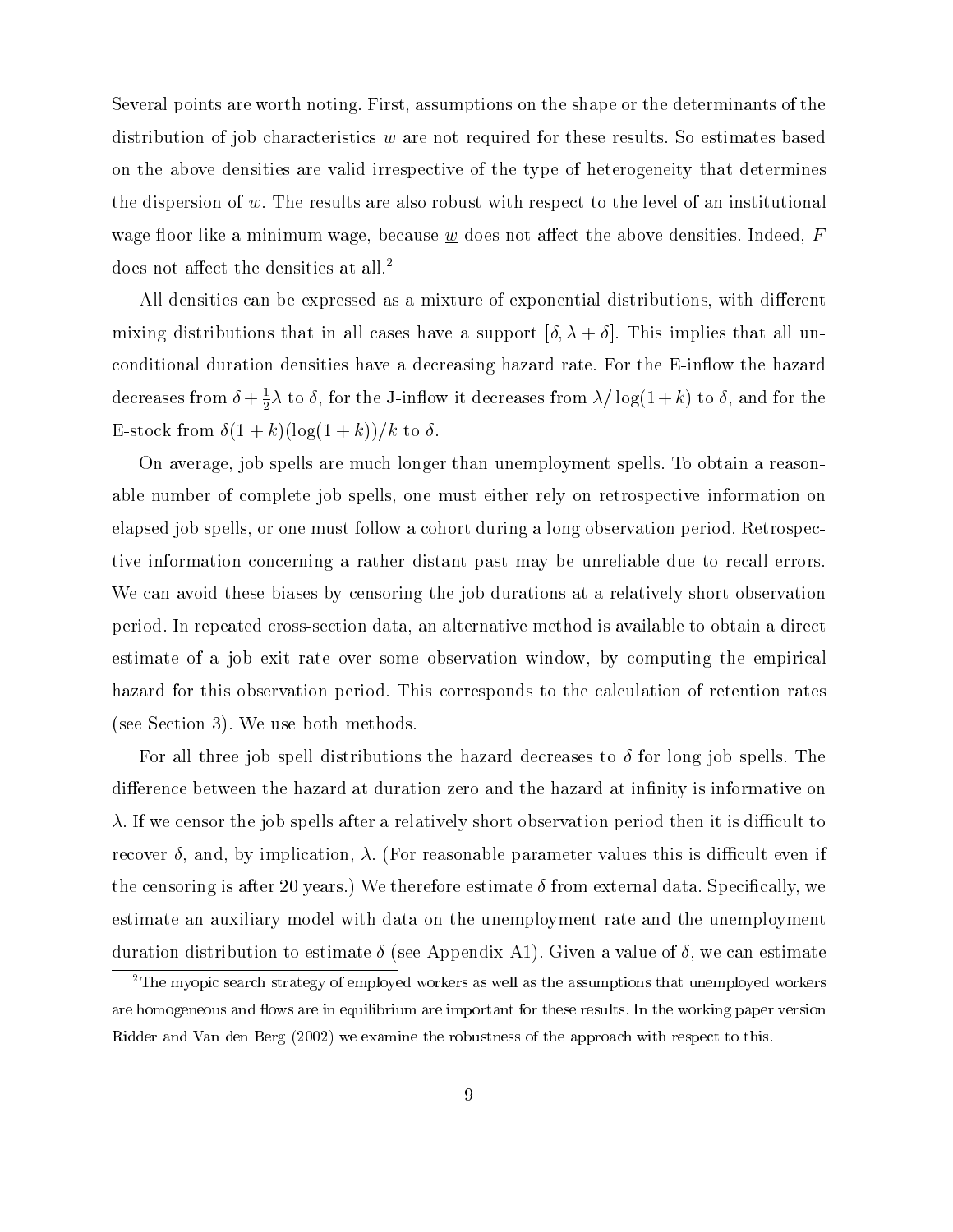Several points are worth noting. First, assumptions on the shape or the determinants of the distribution of job characteristics $w$ are not required for these results. So estimates based on the above densities are valid irrespective of the type of heterogeneity that determines the dispersion of $w$. The results are also robust with respect to the level of an institutional wage floor like a minimum wage, because $\underline{w}$ does not affect the above densities. Indeed, $F$ does not affect the densities at all.[2]

All densities can be expressed as a mixture of exponential distributions, with different mixing distributions that in all cases have a support $[\delta, \lambda + \delta]$. This implies that all unconditional duration densities have a decreasing hazard rate. For the E-inflow the hazard decreases from $\delta + \frac{1}{2}\lambda$ to $\delta$, for the J-inflow it decreases from $\lambda / \log(1+k)$ to $\delta$, and for the E-stock from $\delta(1+k)(\log(1+k))/k$ to $\delta$.

On average, job spells are much longer than unemployment spells. To obtain a reasonable number of complete job spells, one must either rely on retrospective information on elapsed job spells, or one must follow a cohort during a long observation period. Retrospective information concerning a rather distant past may be unreliable due to recall errors. We can avoid these biases by censoring the job durations at a relatively short observation period. In repeated cross-section data, an alternative method is available to obtain a direct estimate of a job exit rate over some observation window, by computing the empirical hazard for this observation period. This corresponds to the calculation of retention rates (see Section 3). We use both methods.

For all three job spell distributions the hazard decreases to $\delta$ for long job spells. The difference between the hazard at duration zero and the hazard at infinity is informative on $\lambda$. If we censor the job spells after a relatively short observation period then it is difficult to recover $\delta$, and, by implication, $\lambda$. (For reasonable parameter values this is difficult even if the censoring is after 20 years.) We therefore estimate $\delta$ from external data. Specifically, we estimate an auxiliary model with data on the unemployment rate and the unemployment duration distribution to estimate $\delta$ (see Appendix A1). Given a value of $\delta$, we can estimate

[2] The myopic search strategy of employed workers as well as the assumptions that unemployed workers are homogeneous and flows are in equilibrium are important for these results. In the working paper version Ridder and Van den Berg (2002) we examine the robustness of the approach with respect to this.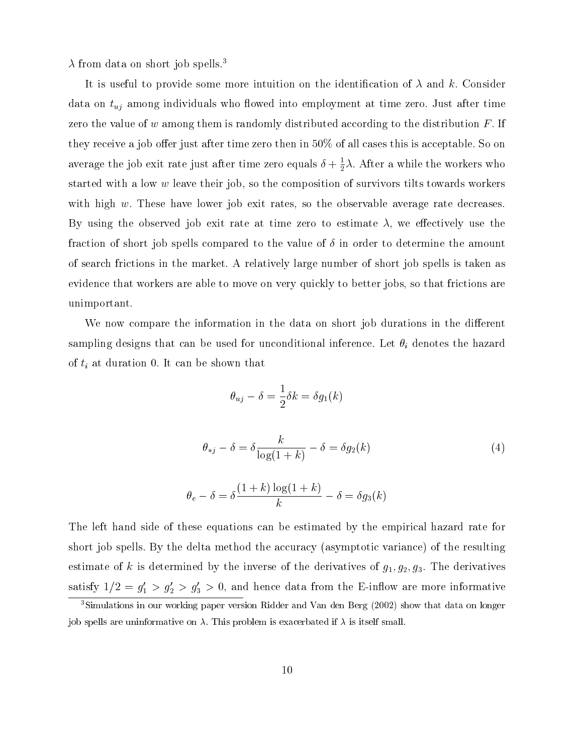$\lambda$ from data on short job spells.[3]

It is useful to provide some more intuition on the identification of $\lambda$ and $k$. Consider data on $t_{uj}$ among individuals who flowed into employment at time zero. Just after time zero the value of $w$ among them is randomly distributed according to the distribution $F$. If they receive a job offer just after time zero then in 50% of all cases this is acceptable. So on average the job exit rate just after time zero equals $\delta + \frac{1}{2}\lambda$. After a while the workers who started with a low $w$ leave their job, so the composition of survivors tilts towards workers with high $w$. These have lower job exit rates, so the observable average rate decreases. By using the observed job exit rate at time zero to estimate $\lambda$, we effectively use the fraction of short job spells compared to the value of $\delta$ in order to determine the amount of search frictions in the market. A relatively large number of short job spells is taken as evidence that workers are able to move on very quickly to better jobs, so that frictions are unimportant.

We now compare the information in the data on short job durations in the different sampling designs that can be used for unconditional inference. Let $\theta_i$ denotes the hazard of $t_i$ at duration 0. It can be shown that

$$\theta_{uj} - \delta = \frac{1}{2}\delta k = \delta g_1(k)$$

$$\theta_{*j} - \delta = \delta \frac{k}{\log(1+k)} - \delta = \delta g_2(k) \tag{4}$$

$$\theta_e - \delta = \delta \frac{(1+k)\log(1+k)}{k} - \delta = \delta g_3(k)$$

The left hand side of these equations can be estimated by the empirical hazard rate for short job spells. By the delta method the accuracy (asymptotic variance) of the resulting estimate of $k$ is determined by the inverse of the derivatives of $g_1, g_2, g_3$. The derivatives satisfy $1/2 = g_1' > g_2' > g_3' > 0$, and hence data from the E-inflow are more informative

[3] Simulations in our working paper version Ridder and Van den Berg (2002) show that data on longer job spells are uninformative on $\lambda$. This problem is exacerbated if $\lambda$ is itself small.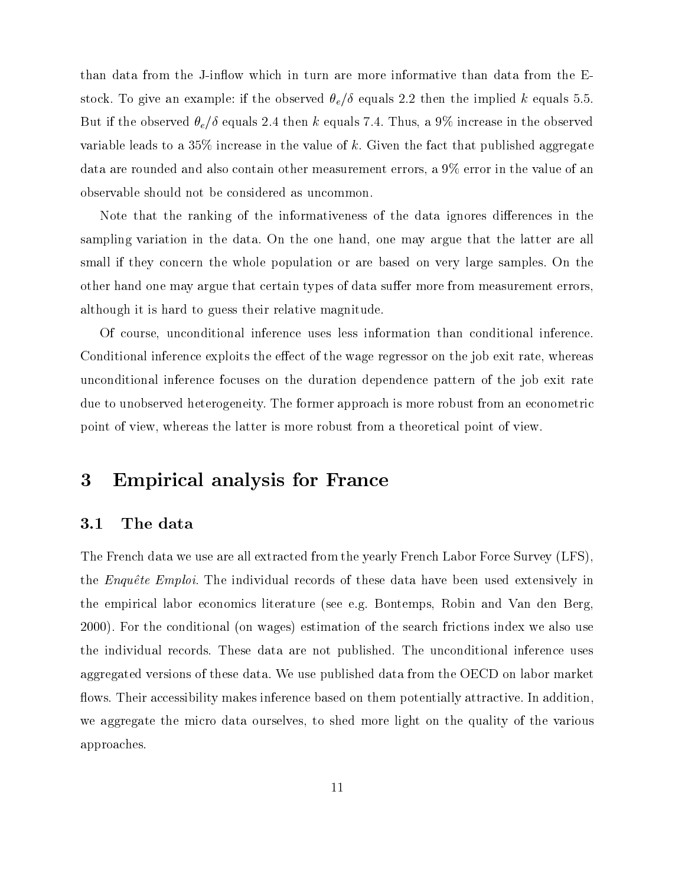than data from the J-inflow which in turn are more informative than data from the E-stock. To give an example: if the observed $\theta_e/\delta$ equals 2.2 then the implied $k$ equals 5.5. But if the observed $\theta_e/\delta$ equals 2.4 then $k$ equals 7.4. Thus, a 9% increase in the observed variable leads to a 35% increase in the value of $k$. Given the fact that published aggregate data are rounded and also contain other measurement errors, a 9% error in the value of an observable should not be considered as uncommon.

Note that the ranking of the informativeness of the data ignores differences in the sampling variation in the data. On the one hand, one may argue that the latter are all small if they concern the whole population or are based on very large samples. On the other hand one may argue that certain types of data suffer more from measurement errors, although it is hard to guess their relative magnitude.

Of course, unconditional inference uses less information than conditional inference. Conditional inference exploits the effect of the wage regressor on the job exit rate, whereas unconditional inference focuses on the duration dependence pattern of the job exit rate due to unobserved heterogeneity. The former approach is more robust from an econometric point of view, whereas the latter is more robust from a theoretical point of view.

# 3 Empirical analysis for France

## 3.1 The data

The French data we use are all extracted from the yearly French Labor Force Survey (LFS), the *Enquête Emploi*. The individual records of these data have been used extensively in the empirical labor economics literature (see e.g. Bontemps, Robin and Van den Berg, 2000). For the conditional (on wages) estimation of the search frictions index we also use the individual records. These data are not published. The unconditional inference uses aggregated versions of these data. We use published data from the OECD on labor market flows. Their accessibility makes inference based on them potentially attractive. In addition, we aggregate the micro data ourselves, to shed more light on the quality of the various approaches.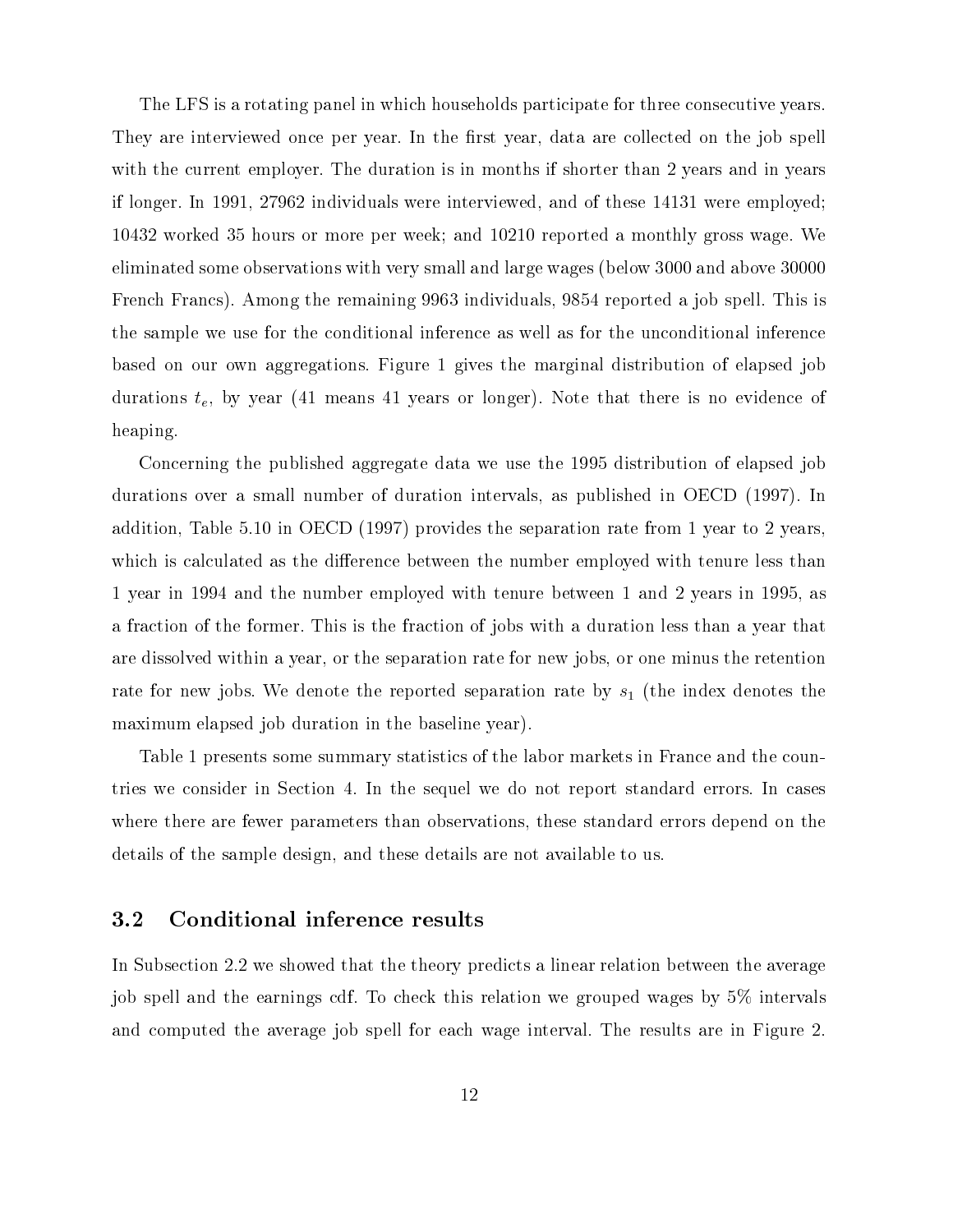The LFS is a rotating panel in which households participate for three consecutive years. They are interviewed once per year. In the first year, data are collected on the job spell with the current employer. The duration is in months if shorter than 2 years and in years if longer. In 1991, 27962 individuals were interviewed, and of these 14131 were employed; 10432 worked 35 hours or more per week; and 10210 reported a monthly gross wage. We eliminated some observations with very small and large wages (below 3000 and above 30000 French Francs). Among the remaining 9963 individuals, 9854 reported a job spell. This is the sample we use for the conditional inference as well as for the unconditional inference based on our own aggregations. Figure 1 gives the marginal distribution of elapsed job durations $t_e$, by year (41 means 41 years or longer). Note that there is no evidence of heaping.

Concerning the published aggregate data we use the 1995 distribution of elapsed job durations over a small number of duration intervals, as published in OECD (1997). In addition, Table 5.10 in OECD (1997) provides the separation rate from 1 year to 2 years, which is calculated as the difference between the number employed with tenure less than 1 year in 1994 and the number employed with tenure between 1 and 2 years in 1995, as a fraction of the former. This is the fraction of jobs with a duration less than a year that are dissolved within a year, or the separation rate for new jobs, or one minus the retention rate for new jobs. We denote the reported separation rate by $s_1$ (the index denotes the maximum elapsed job duration in the baseline year).

Table 1 presents some summary statistics of the labor markets in France and the countries we consider in Section 4. In the sequel we do not report standard errors. In cases where there are fewer parameters than observations, these standard errors depend on the details of the sample design, and these details are not available to us.

### 3.2 Conditional inference results

In Subsection 2.2 we showed that the theory predicts a linear relation between the average job spell and the earnings cdf. To check this relation we grouped wages by 5% intervals and computed the average job spell for each wage interval. The results are in Figure 2.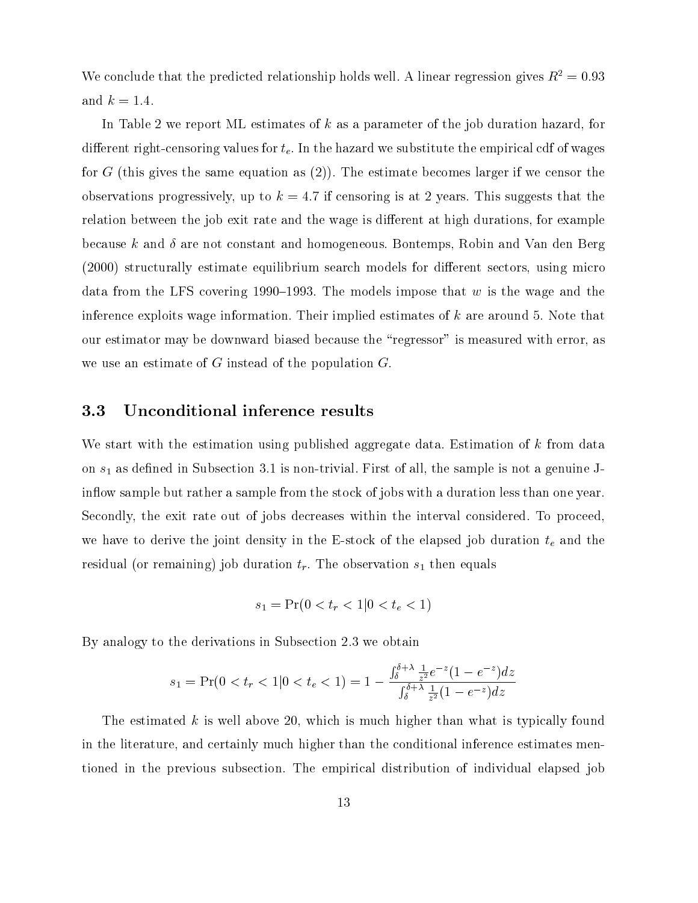We conclude that the predicted relationship holds well. A linear regression gives $R^2 = 0.93$ and $k = 1.4$.

In Table 2 we report ML estimates of $k$ as a parameter of the job duration hazard, for different right-censoring values for $t_e$. In the hazard we substitute the empirical cdf of wages for $G$ (this gives the same equation as (2)). The estimate becomes larger if we censor the observations progressively, up to $k = 4.7$ if censoring is at 2 years. This suggests that the relation between the job exit rate and the wage is different at high durations, for example because $k$ and $\delta$ are not constant and homogeneous. Bontemps, Robin and Van den Berg (2000) structurally estimate equilibrium search models for different sectors, using micro data from the LFS covering 1990–1993. The models impose that $w$ is the wage and the inference exploits wage information. Their implied estimates of $k$ are around 5. Note that our estimator may be downward biased because the "regressor" is measured with error, as we use an estimate of $G$ instead of the population $G$.

### 3.3 Unconditional inference results

We start with the estimation using published aggregate data. Estimation of $k$ from data on $s_1$ as defined in Subsection 3.1 is non-trivial. First of all, the sample is not a genuine J-inflow sample but rather a sample from the stock of jobs with a duration less than one year. Secondly, the exit rate out of jobs decreases within the interval considered. To proceed, we have to derive the joint density in the E-stock of the elapsed job duration $t_e$ and the residual (or remaining) job duration $t_r$. The observation $s_1$ then equals

$$s_1 = \Pr(0 < t_r < 1 | 0 < t_e < 1)$$

By analogy to the derivations in Subsection 2.3 we obtain

$$s_1 = \Pr(0 < t_r < 1 | 0 < t_e < 1) = 1 - \frac{\int_{\delta}^{\delta+\lambda} \frac{1}{z^2} e^{-z}(1 - e^{-z}) dz}{\int_{\delta}^{\delta+\lambda} \frac{1}{z^2}(1 - e^{-z}) dz}$$

The estimated $k$ is well above 20, which is much higher than what is typically found in the literature, and certainly much higher than the conditional inference estimates mentioned in the previous subsection. The empirical distribution of individual elapsed job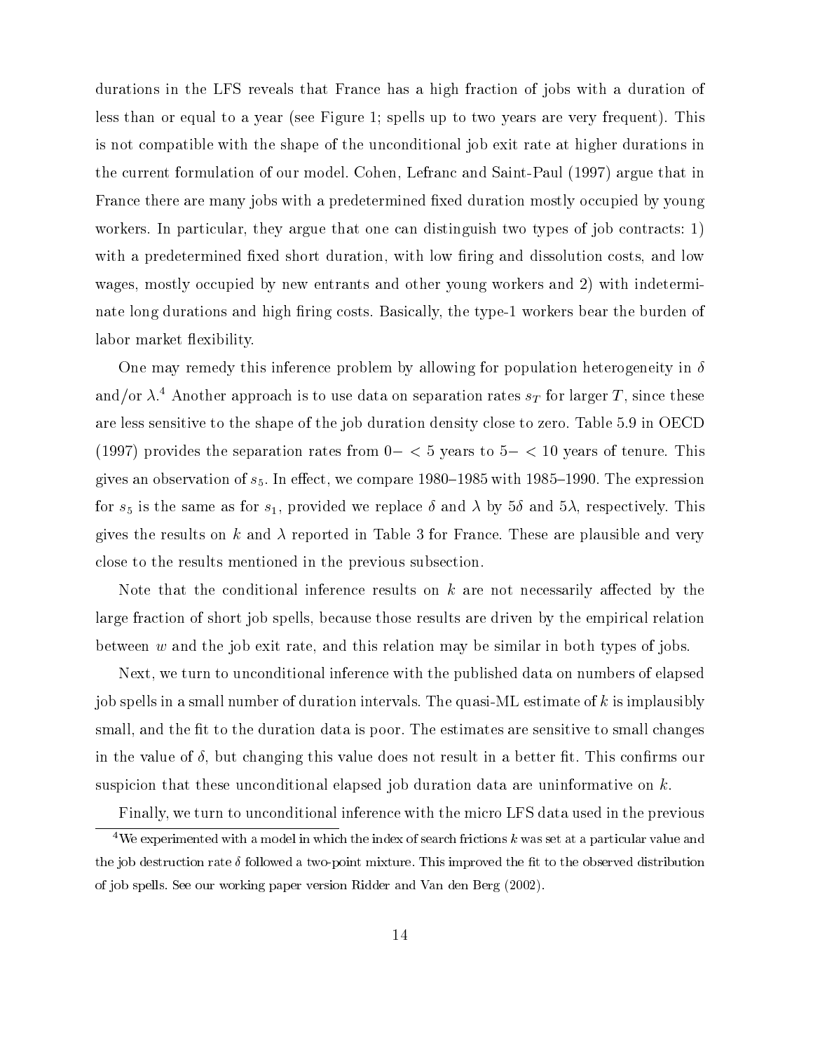durations in the LFS reveals that France has a high fraction of jobs with a duration of less than or equal to a year (see Figure 1; spells up to two years are very frequent). This is not compatible with the shape of the unconditional job exit rate at higher durations in the current formulation of our model. Cohen, Lefranc and Saint-Paul (1997) argue that in France there are many jobs with a predetermined fixed duration mostly occupied by young workers. In particular, they argue that one can distinguish two types of job contracts: 1) with a predetermined fixed short duration, with low firing and dissolution costs, and low wages, mostly occupied by new entrants and other young workers and 2) with indeterminate long durations and high firing costs. Basically, the type-1 workers bear the burden of labor market flexibility.

One may remedy this inference problem by allowing for population heterogeneity in $\delta$ and/or $\lambda$.[4] Another approach is to use data on separation rates $s_T$ for larger $T$, since these are less sensitive to the shape of the job duration density close to zero. Table 5.9 in OECD (1997) provides the separation rates from $0- < 5$ years to $5- < 10$ years of tenure. This gives an observation of $s_5$. In effect, we compare 1980–1985 with 1985–1990. The expression for $s_5$ is the same as for $s_1$, provided we replace $\delta$ and $\lambda$ by $5\delta$ and $5\lambda$, respectively. This gives the results on $k$ and $\lambda$ reported in Table 3 for France. These are plausible and very close to the results mentioned in the previous subsection.

Note that the conditional inference results on $k$ are not necessarily affected by the large fraction of short job spells, because those results are driven by the empirical relation between $w$ and the job exit rate, and this relation may be similar in both types of jobs.

Next, we turn to unconditional inference with the published data on numbers of elapsed job spells in a small number of duration intervals. The quasi-ML estimate of $k$ is implausibly small, and the fit to the duration data is poor. The estimates are sensitive to small changes in the value of $\delta$, but changing this value does not result in a better fit. This confirms our suspicion that these unconditional elapsed job duration data are uninformative on $k$.

Finally, we turn to unconditional inference with the micro LFS data used in the previous

[4] We experimented with a model in which the index of search frictions $k$ was set at a particular value and the job destruction rate $\delta$ followed a two-point mixture. This improved the fit to the observed distribution of job spells. See our working paper version Ridder and Van den Berg (2002).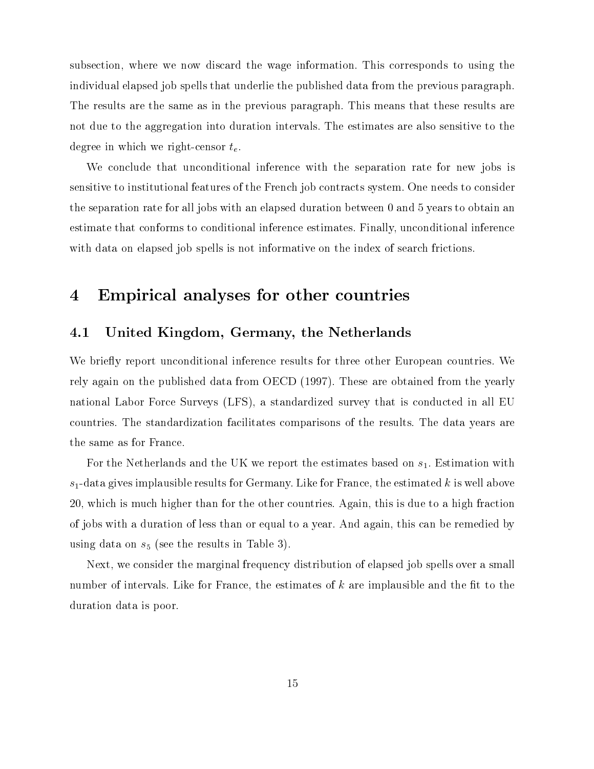subsection, where we now discard the wage information. This corresponds to using the individual elapsed job spells that underlie the published data from the previous paragraph. The results are the same as in the previous paragraph. This means that these results are not due to the aggregation into duration intervals. The estimates are also sensitive to the degree in which we right-censor $t_e$.

We conclude that unconditional inference with the separation rate for new jobs is sensitive to institutional features of the French job contracts system. One needs to consider the separation rate for all jobs with an elapsed duration between 0 and 5 years to obtain an estimate that conforms to conditional inference estimates. Finally, unconditional inference with data on elapsed job spells is not informative on the index of search frictions.

# 4 Empirical analyses for other countries

## 4.1 United Kingdom, Germany, the Netherlands

We briefly report unconditional inference results for three other European countries. We rely again on the published data from OECD (1997). These are obtained from the yearly national Labor Force Surveys (LFS), a standardized survey that is conducted in all EU countries. The standardization facilitates comparisons of the results. The data years are the same as for France.

For the Netherlands and the UK we report the estimates based on $s_1$. Estimation with $s_1$-data gives implausible results for Germany. Like for France, the estimated $k$ is well above 20, which is much higher than for the other countries. Again, this is due to a high fraction of jobs with a duration of less than or equal to a year. And again, this can be remedied by using data on $s_5$ (see the results in Table 3).

Next, we consider the marginal frequency distribution of elapsed job spells over a small number of intervals. Like for France, the estimates of $k$ are implausible and the fit to the duration data is poor.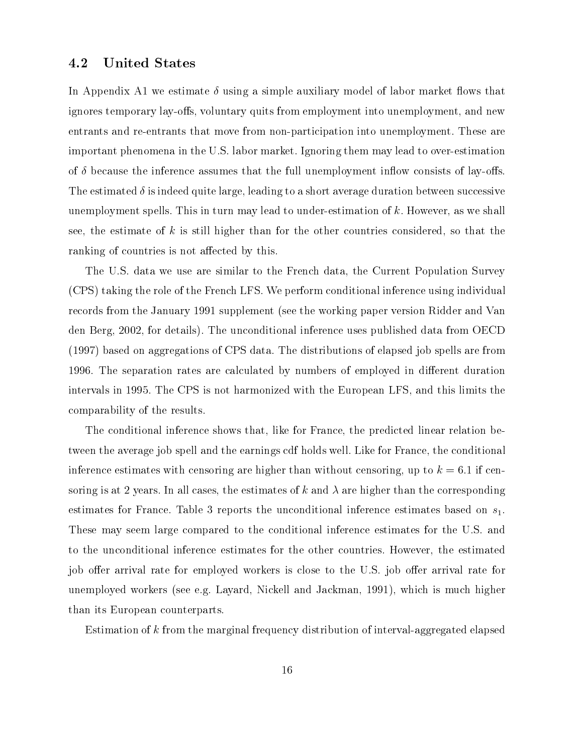### 4.2 United States

In Appendix A1 we estimate $\delta$ using a simple auxiliary model of labor market flows that ignores temporary lay-offs, voluntary quits from employment into unemployment, and new entrants and re-entrants that move from non-participation into unemployment. These are important phenomena in the U.S. labor market. Ignoring them may lead to over-estimation of $\delta$ because the inference assumes that the full unemployment inflow consists of lay-offs. The estimated $\delta$ is indeed quite large, leading to a short average duration between successive unemployment spells. This in turn may lead to under-estimation of $k$. However, as we shall see, the estimate of $k$ is still higher than for the other countries considered, so that the ranking of countries is not affected by this.

The U.S. data we use are similar to the French data, the Current Population Survey (CPS) taking the role of the French LFS. We perform conditional inference using individual records from the January 1991 supplement (see the working paper version Ridder and Van den Berg, 2002, for details). The unconditional inference uses published data from OECD (1997) based on aggregations of CPS data. The distributions of elapsed job spells are from 1996. The separation rates are calculated by numbers of employed in different duration intervals in 1995. The CPS is not harmonized with the European LFS, and this limits the comparability of the results.

The conditional inference shows that, like for France, the predicted linear relation between the average job spell and the earnings cdf holds well. Like for France, the conditional inference estimates with censoring are higher than without censoring, up to $k = 6.1$ if censoring is at 2 years. In all cases, the estimates of $k$ and $\lambda$ are higher than the corresponding estimates for France. Table 3 reports the unconditional inference estimates based on $s_1$. These may seem large compared to the conditional inference estimates for the U.S. and to the unconditional inference estimates for the other countries. However, the estimated job offer arrival rate for employed workers is close to the U.S. job offer arrival rate for unemployed workers (see e.g. Layard, Nickell and Jackman, 1991), which is much higher than its European counterparts.

Estimation of $k$ from the marginal frequency distribution of interval-aggregated elapsed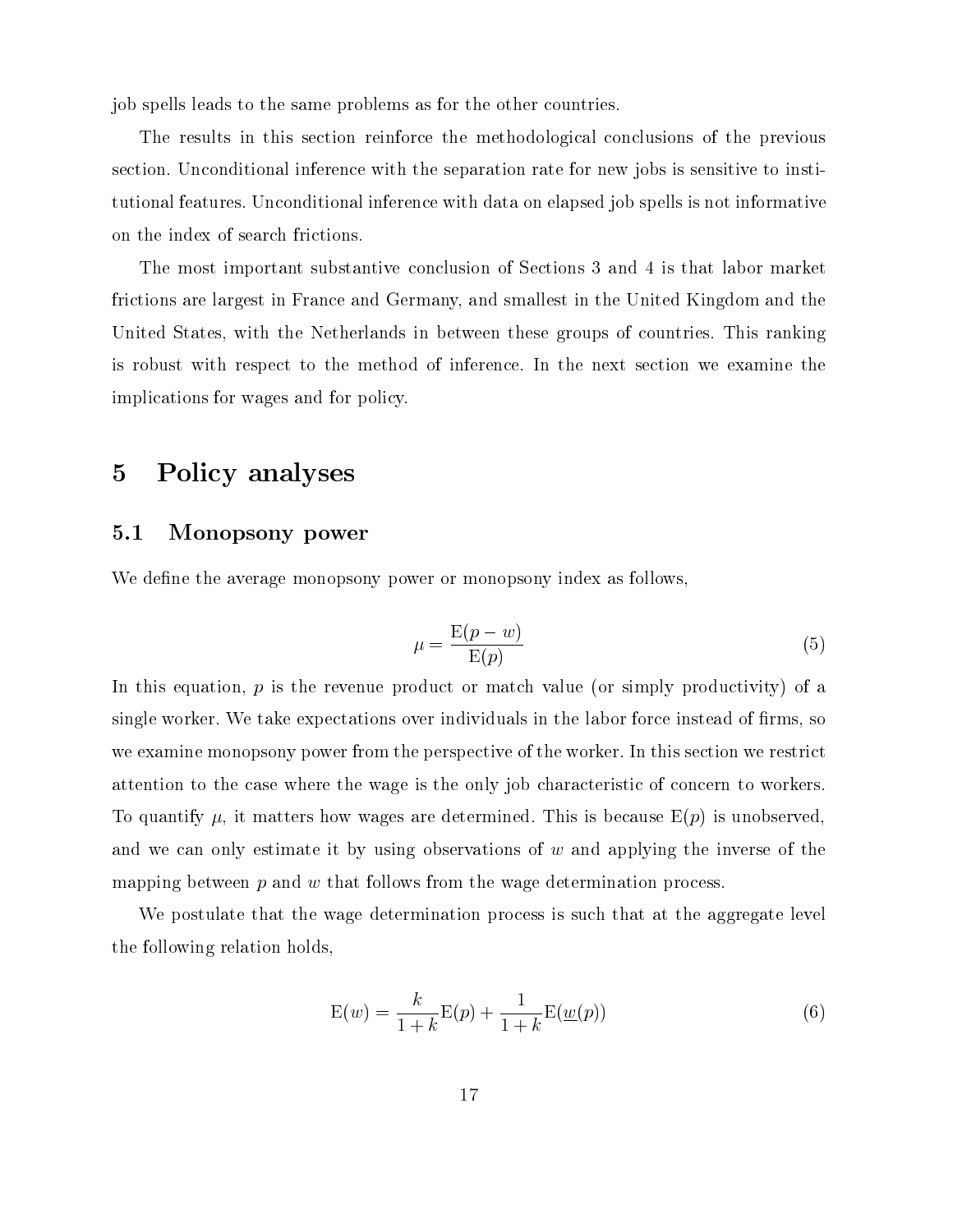job spells leads to the same problems as for the other countries.

The results in this section reinforce the methodological conclusions of the previous section. Unconditional inference with the separation rate for new jobs is sensitive to institutional features. Unconditional inference with data on elapsed job spells is not informative on the index of search frictions.

The most important substantive conclusion of Sections 3 and 4 is that labor market frictions are largest in France and Germany, and smallest in the United Kingdom and the United States, with the Netherlands in between these groups of countries. This ranking is robust with respect to the method of inference. In the next section we examine the implications for wages and for policy.

# 5 Policy analyses

## 5.1 Monopsony power

We define the average monopsony power or monopsony index as follows,

$$\mu = \frac{\mathrm{E}(p-w)}{\mathrm{E}(p)} \tag{5}$$

In this equation, $p$ is the revenue product or match value (or simply productivity) of a single worker. We take expectations over individuals in the labor force instead of firms, so we examine monopsony power from the perspective of the worker. In this section we restrict attention to the case where the wage is the only job characteristic of concern to workers. To quantify $\mu$, it matters how wages are determined. This is because $\mathrm{E}(p)$ is unobserved, and we can only estimate it by using observations of $w$ and applying the inverse of the mapping between $p$ and $w$ that follows from the wage determination process.

We postulate that the wage determination process is such that at the aggregate level the following relation holds,

$$\mathrm{E}(w) = \frac{k}{1+k}\mathrm{E}(p) + \frac{1}{1+k}\mathrm{E}(\underline{w}(p)) \tag{6}$$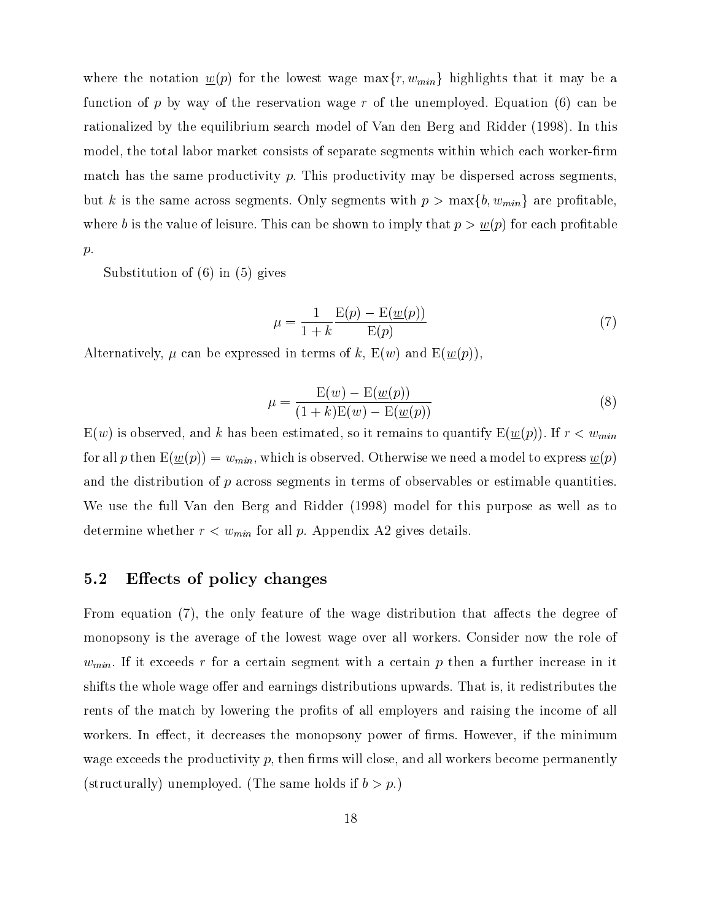where the notation $\underline{w}(p)$ for the lowest wage $\max\{r, w_{min}\}$ highlights that it may be a function of $p$ by way of the reservation wage $r$ of the unemployed. Equation (6) can be rationalized by the equilibrium search model of Van den Berg and Ridder (1998). In this model, the total labor market consists of separate segments within which each worker-firm match has the same productivity $p$. This productivity may be dispersed across segments, but $k$ is the same across segments. Only segments with $p > \max\{b, w_{min}\}$ are profitable, where $b$ is the value of leisure. This can be shown to imply that $p > \underline{w}(p)$ for each profitable $p$.

Substitution of (6) in (5) gives

$$\mu = \frac{1}{1+k} \frac{\mathrm{E}(p) - \mathrm{E}(\underline{w}(p))}{\mathrm{E}(p)} \tag{7}$$

Alternatively, $\mu$ can be expressed in terms of $k$, $\mathrm{E}(w)$ and $\mathrm{E}(\underline{w}(p))$,

$$\mu = \frac{\mathrm{E}(w) - \mathrm{E}(\underline{w}(p))}{(1+k)\mathrm{E}(w) - \mathrm{E}(\underline{w}(p))} \tag{8}$$

$\mathrm{E}(w)$ is observed, and $k$ has been estimated, so it remains to quantify $\mathrm{E}(\underline{w}(p))$. If $r < w_{min}$ for all $p$ then $\mathrm{E}(\underline{w}(p)) = w_{min}$, which is observed. Otherwise we need a model to express $\underline{w}(p)$ and the distribution of $p$ across segments in terms of observables or estimable quantities. We use the full Van den Berg and Ridder (1998) model for this purpose as well as to determine whether $r < w_{min}$ for all $p$. Appendix A2 gives details.

## 5.2 Effects of policy changes

From equation (7), the only feature of the wage distribution that affects the degree of monopsony is the average of the lowest wage over all workers. Consider now the role of $w_{min}$. If it exceeds $r$ for a certain segment with a certain $p$ then a further increase in it shifts the whole wage offer and earnings distributions upwards. That is, it redistributes the rents of the match by lowering the profits of all employers and raising the income of all workers. In effect, it decreases the monopsony power of firms. However, if the minimum wage exceeds the productivity $p$, then firms will close, and all workers become permanently (structurally) unemployed. (The same holds if $b > p$.)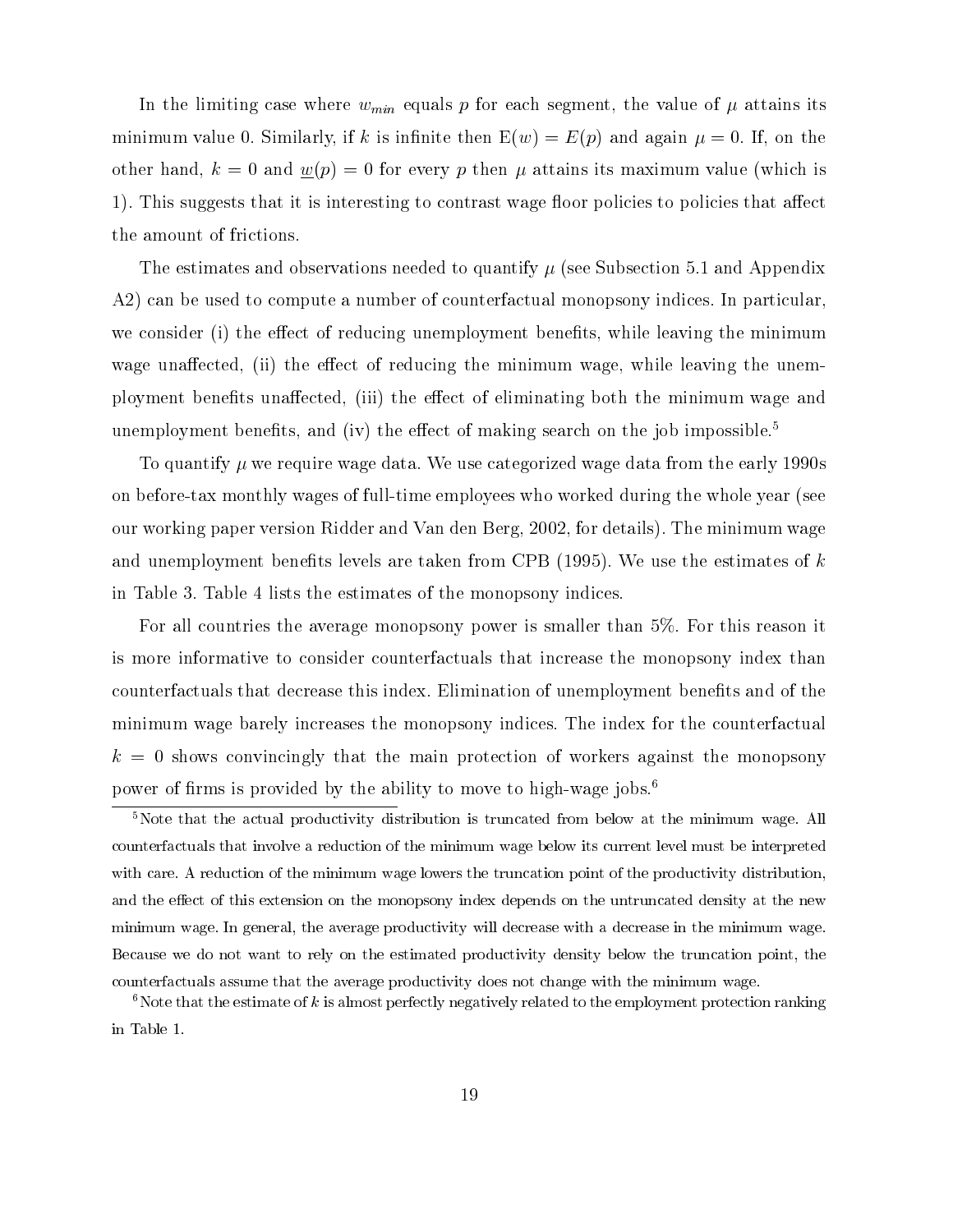In the limiting case where $w_{min}$ equals $p$ for each segment, the value of $\mu$ attains its minimum value 0. Similarly, if $k$ is infinite then $\mathrm{E}(w) = E(p)$ and again $\mu = 0$. If, on the other hand, $k = 0$ and $\underline{w}(p) = 0$ for every $p$ then $\mu$ attains its maximum value (which is 1). This suggests that it is interesting to contrast wage floor policies to policies that affect the amount of frictions.

The estimates and observations needed to quantify $\mu$ (see Subsection 5.1 and Appendix A2) can be used to compute a number of counterfactual monopsony indices. In particular, we consider (i) the effect of reducing unemployment benefits, while leaving the minimum wage unaffected, (ii) the effect of reducing the minimum wage, while leaving the unemployment benefits unaffected, (iii) the effect of eliminating both the minimum wage and unemployment benefits, and (iv) the effect of making search on the job impossible.[5]

To quantify $\mu$ we require wage data. We use categorized wage data from the early 1990s on before-tax monthly wages of full-time employees who worked during the whole year (see our working paper version Ridder and Van den Berg, 2002, for details). The minimum wage and unemployment benefits levels are taken from CPB (1995). We use the estimates of $k$ in Table 3. Table 4 lists the estimates of the monopsony indices.

For all countries the average monopsony power is smaller than 5%. For this reason it is more informative to consider counterfactuals that increase the monopsony index than counterfactuals that decrease this index. Elimination of unemployment benefits and of the minimum wage barely increases the monopsony indices. The index for the counterfactual $k = 0$ shows convincingly that the main protection of workers against the monopsony power of firms is provided by the ability to move to high-wage jobs.[6]

[5] Note that the actual productivity distribution is truncated from below at the minimum wage. All counterfactuals that involve a reduction of the minimum wage below its current level must be interpreted with care. A reduction of the minimum wage lowers the truncation point of the productivity distribution, and the effect of this extension on the monopsony index depends on the untruncated density at the new minimum wage. In general, the average productivity will decrease with a decrease in the minimum wage. Because we do not want to rely on the estimated productivity density below the truncation point, the counterfactuals assume that the average productivity does not change with the minimum wage.

[6] Note that the estimate of $k$ is almost perfectly negatively related to the employment protection ranking in Table 1.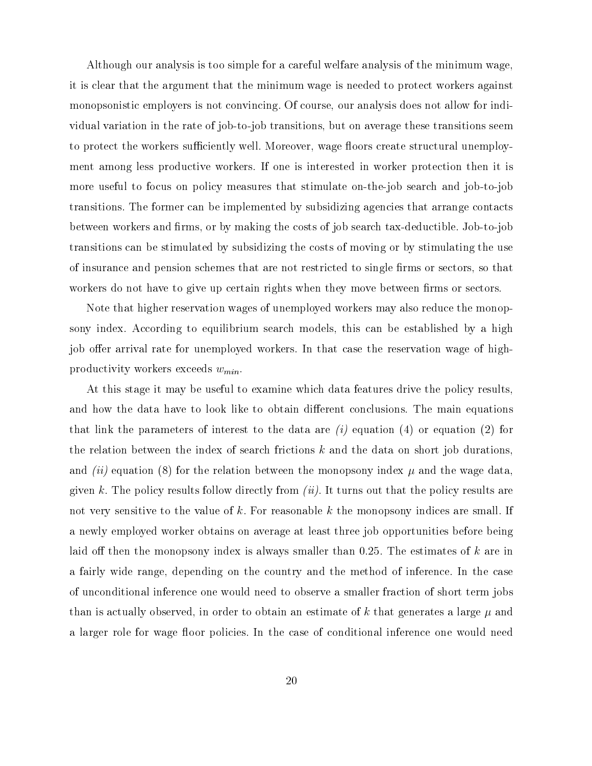Although our analysis is too simple for a careful welfare analysis of the minimum wage, it is clear that the argument that the minimum wage is needed to protect workers against monopsonistic employers is not convincing. Of course, our analysis does not allow for individual variation in the rate of job-to-job transitions, but on average these transitions seem to protect the workers sufficiently well. Moreover, wage floors create structural unemployment among less productive workers. If one is interested in worker protection then it is more useful to focus on policy measures that stimulate on-the-job search and job-to-job transitions. The former can be implemented by subsidizing agencies that arrange contacts between workers and firms, or by making the costs of job search tax-deductible. Job-to-job transitions can be stimulated by subsidizing the costs of moving or by stimulating the use of insurance and pension schemes that are not restricted to single firms or sectors, so that workers do not have to give up certain rights when they move between firms or sectors.

Note that higher reservation wages of unemployed workers may also reduce the monopsony index. According to equilibrium search models, this can be established by a high job offer arrival rate for unemployed workers. In that case the reservation wage of high-productivity workers exceeds $w_{min}$.

At this stage it may be useful to examine which data features drive the policy results, and how the data have to look like to obtain different conclusions. The main equations that link the parameters of interest to the data are *(i)* equation (4) or equation (2) for the relation between the index of search frictions $k$ and the data on short job durations, and *(ii)* equation (8) for the relation between the monopsony index $\mu$ and the wage data, given $k$. The policy results follow directly from *(ii)*. It turns out that the policy results are not very sensitive to the value of $k$. For reasonable $k$ the monopsony indices are small. If a newly employed worker obtains on average at least three job opportunities before being laid off then the monopsony index is always smaller than 0.25. The estimates of $k$ are in a fairly wide range, depending on the country and the method of inference. In the case of unconditional inference one would need to observe a smaller fraction of short term jobs than is actually observed, in order to obtain an estimate of $k$ that generates a large $\mu$ and a larger role for wage floor policies. In the case of conditional inference one would need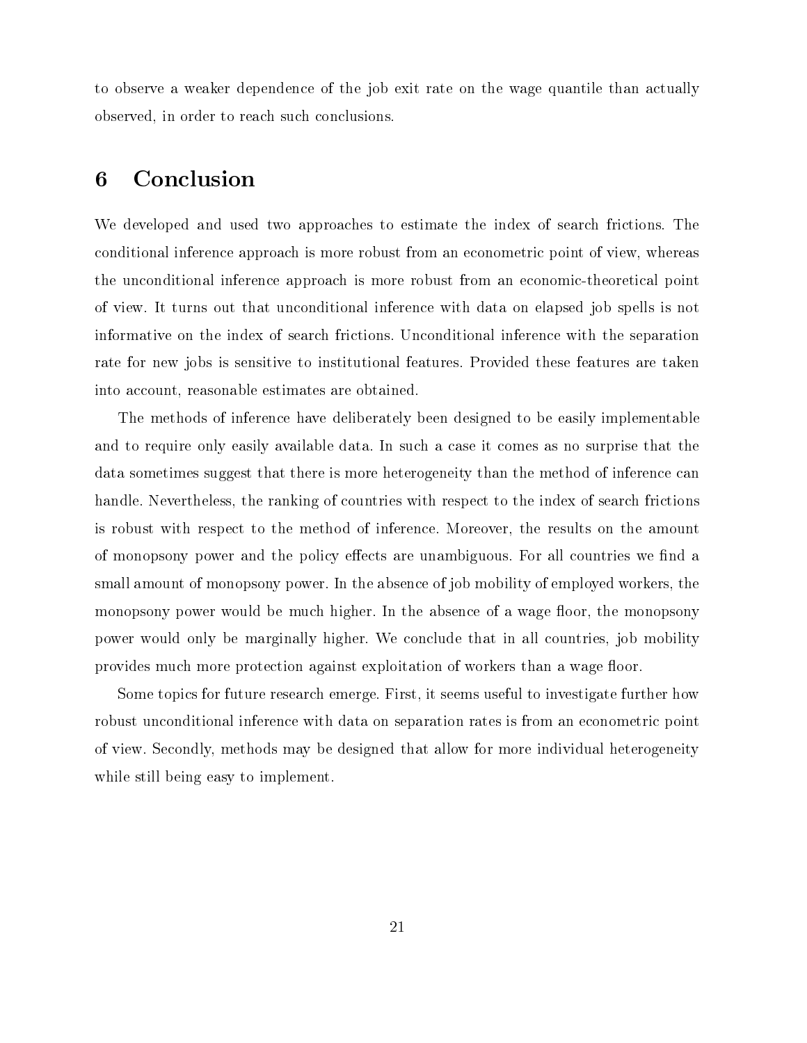to observe a weaker dependence of the job exit rate on the wage quantile than actually observed, in order to reach such conclusions.

# 6 Conclusion

We developed and used two approaches to estimate the index of search frictions. The conditional inference approach is more robust from an econometric point of view, whereas the unconditional inference approach is more robust from an economic-theoretical point of view. It turns out that unconditional inference with data on elapsed job spells is not informative on the index of search frictions. Unconditional inference with the separation rate for new jobs is sensitive to institutional features. Provided these features are taken into account, reasonable estimates are obtained.

The methods of inference have deliberately been designed to be easily implementable and to require only easily available data. In such a case it comes as no surprise that the data sometimes suggest that there is more heterogeneity than the method of inference can handle. Nevertheless, the ranking of countries with respect to the index of search frictions is robust with respect to the method of inference. Moreover, the results on the amount of monopsony power and the policy effects are unambiguous. For all countries we find a small amount of monopsony power. In the absence of job mobility of employed workers, the monopsony power would be much higher. In the absence of a wage floor, the monopsony power would only be marginally higher. We conclude that in all countries, job mobility provides much more protection against exploitation of workers than a wage floor.

Some topics for future research emerge. First, it seems useful to investigate further how robust unconditional inference with data on separation rates is from an econometric point of view. Secondly, methods may be designed that allow for more individual heterogeneity while still being easy to implement.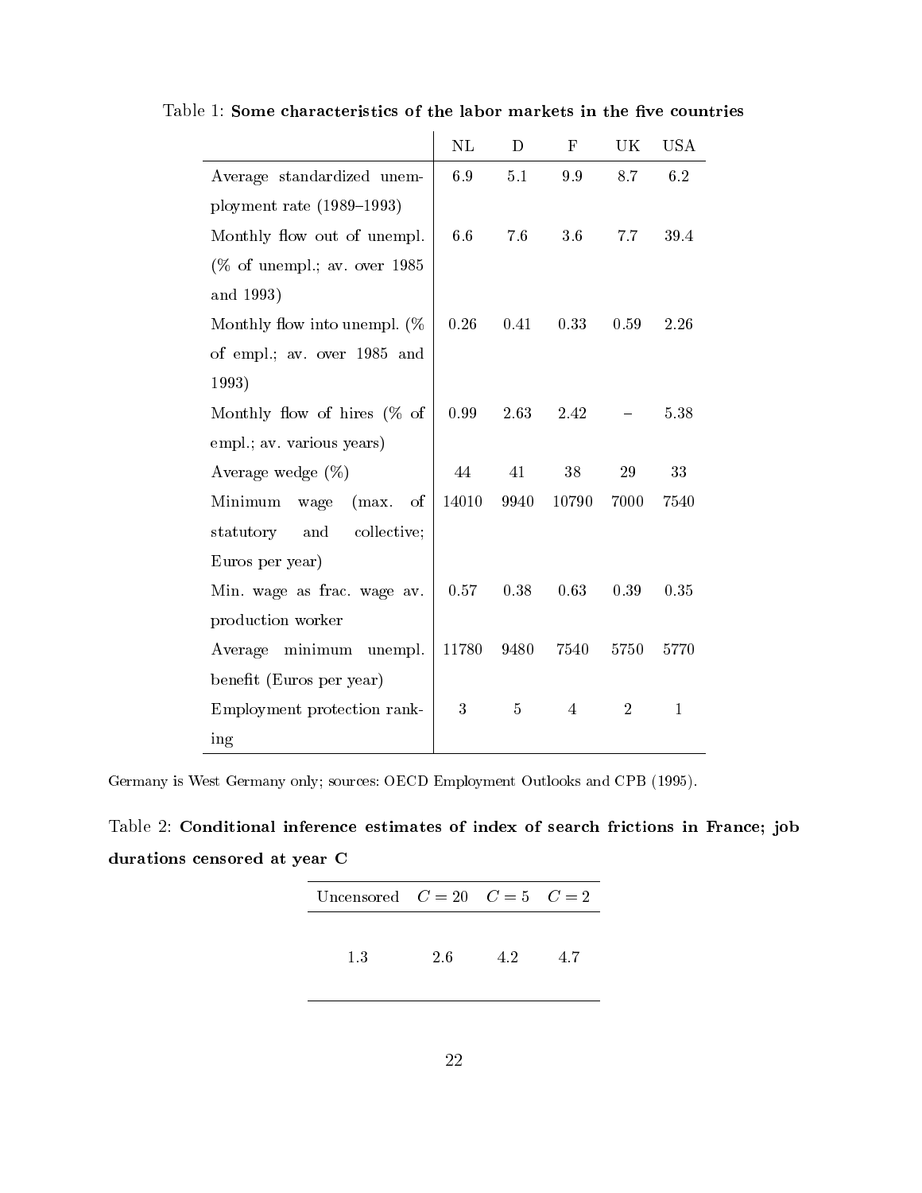Table 1: **Some characteristics of the labor markets in the five countries**

| | NL | D | F | UK | USA |
|---|---|---|---|---|---|
| Average standardized unemployment rate (1989–1993) | 6.9 | 5.1 | 9.9 | 8.7 | 6.2 |
| Monthly flow out of unempl. (% of unempl.; av. over 1985 and 1993) | 6.6 | 7.6 | 3.6 | 7.7 | 39.4 |
| Monthly flow into unempl. (% of empl.; av. over 1985 and 1993) | 0.26 | 0.41 | 0.33 | 0.59 | 2.26 |
| Monthly flow of hires (% of empl.; av. various years) | 0.99 | 2.63 | 2.42 | – | 5.38 |
| Average wedge (%) | 44 | 41 | 38 | 29 | 33 |
| Minimum wage (max. of statutory and collective; Euros per year) | 14010 | 9940 | 10790 | 7000 | 7540 |
| Min. wage as frac. wage av. production worker | 0.57 | 0.38 | 0.63 | 0.39 | 0.35 |
| Average minimum unempl. benefit (Euros per year) | 11780 | 9480 | 7540 | 5750 | 5770 |
| Employment protection ranking | 3 | 5 | 4 | 2 | 1 |

Germany is West Germany only; sources: OECD Employment Outlooks and CPB (1995).

Table 2: **Conditional inference estimates of index of search frictions in France; job durations censored at year C**

| Uncensored | $C = 20$ | $C = 5$ | $C = 2$ |
|---|---|---|---|
| 1.3 | 2.6 | 4.2 | 4.7 |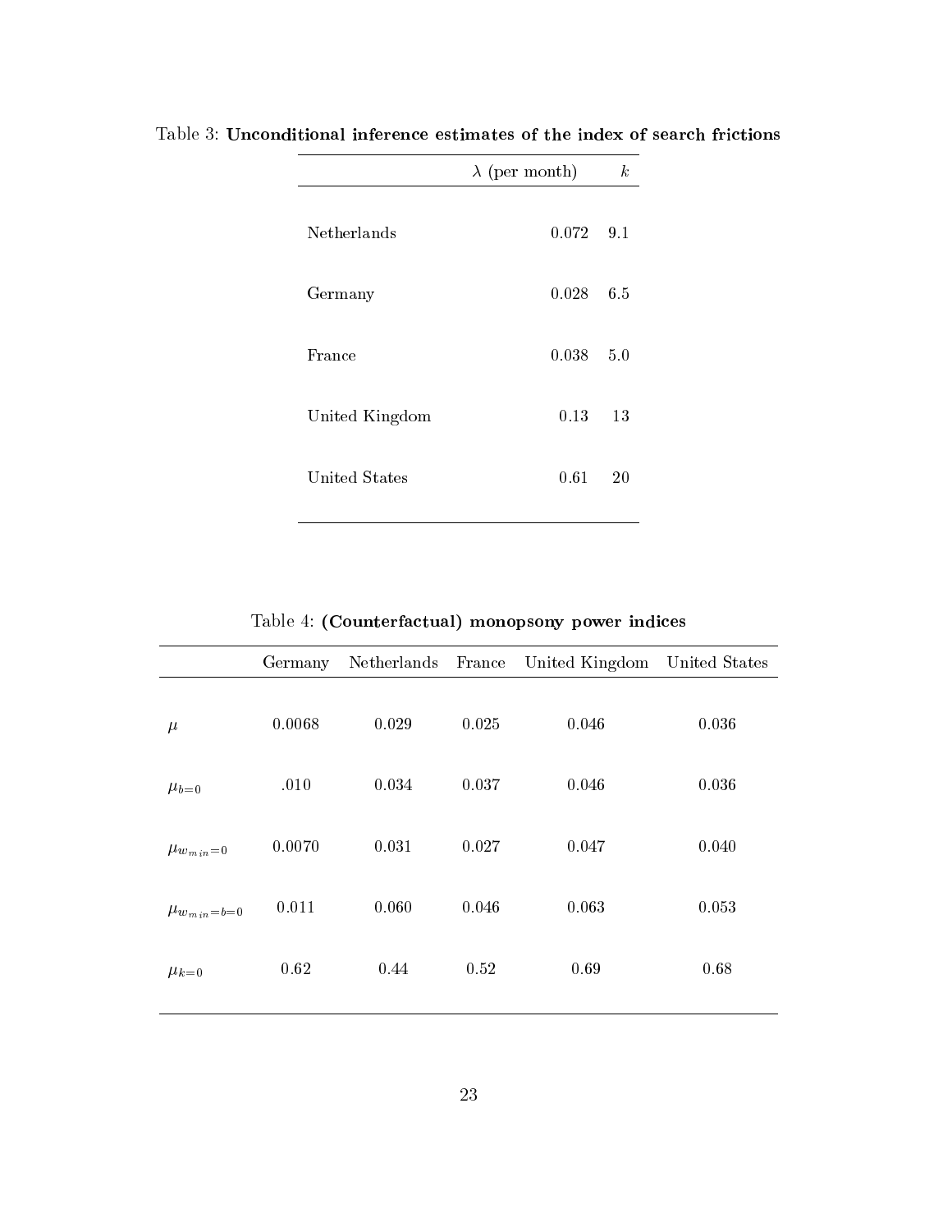Table 3: **Unconditional inference estimates of the index of search frictions**

| | $\lambda$ (per month) | $k$ |
|---|---|---|
| Netherlands | 0.072 | 9.1 |
| Germany | 0.028 | 6.5 |
| France | 0.038 | 5.0 |
| United Kingdom | 0.13 | 13 |
| United States | 0.61 | 20 |

Table 4: **(Counterfactual) monopsony power indices**

| | Germany | Netherlands | France | United Kingdom | United States |
|---|---|---|---|---|---|
| $\mu$ | 0.0068 | 0.029 | 0.025 | 0.046 | 0.036 |
| $\mu_{b=0}$ | .010 | 0.034 | 0.037 | 0.046 | 0.036 |
| $\mu_{w_{min}=0}$ | 0.0070 | 0.031 | 0.027 | 0.047 | 0.040 |
| $\mu_{w_{min}=b=0}$ | 0.011 | 0.060 | 0.046 | 0.063 | 0.053 |
| $\mu_{k=0}$ | 0.62 | 0.44 | 0.52 | 0.69 | 0.68 |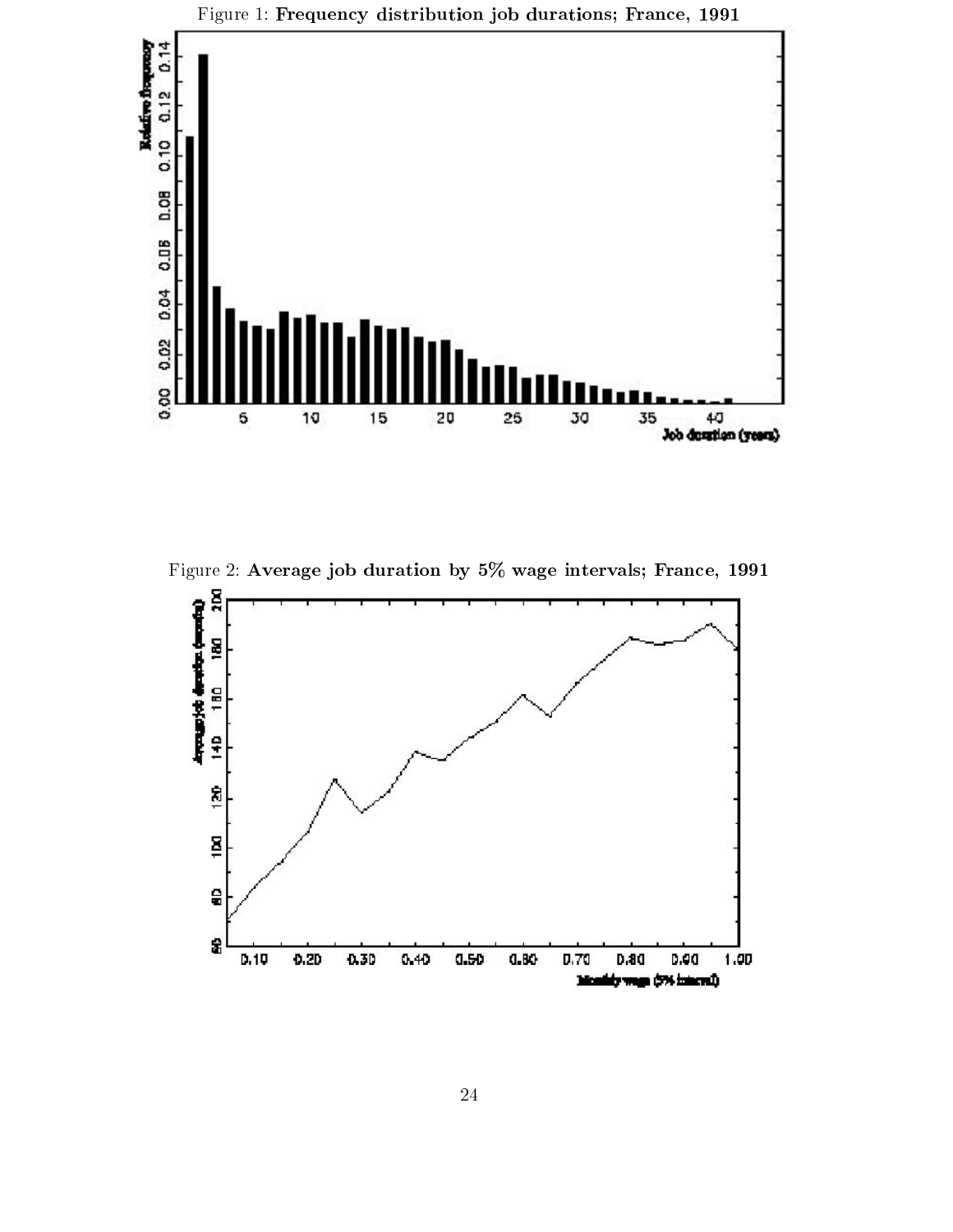Figure 1: **Frequency distribution job durations; France, 1991**

Relative frequency

0.00
0.02
0.04
0.06
0.08
0.10
0.12
0.14

5 10 15 20 25 30 35 40

Job duration (years)

Figure 2: **Average job duration by 5% wage intervals; France, 1991**

Average job duration (months)

60
80
100
120
140
160
180
200

0.10 0.20 0.30 0.40 0.50 0.60 0.70 0.80 0.90 1.00

Monthly wage (5% interval)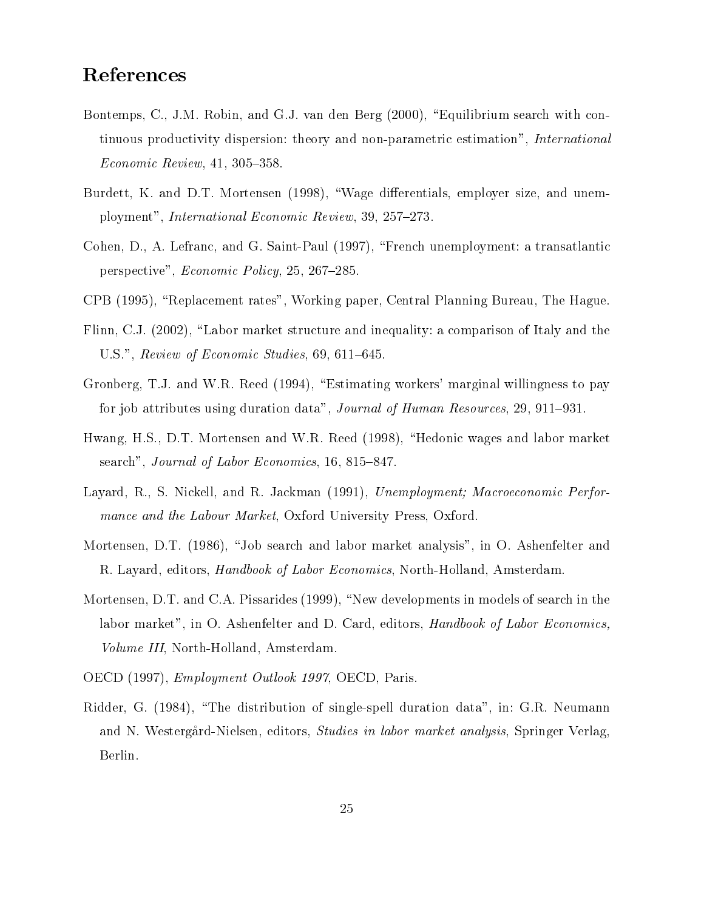# References

Bontemps, C., J.M. Robin, and G.J. van den Berg (2000), "Equilibrium search with continuous productivity dispersion: theory and non-parametric estimation", *International Economic Review*, 41, 305–358.

Burdett, K. and D.T. Mortensen (1998), "Wage differentials, employer size, and unemployment", *International Economic Review*, 39, 257–273.

Cohen, D., A. Lefranc, and G. Saint-Paul (1997), "French unemployment: a transatlantic perspective", *Economic Policy*, 25, 267–285.

CPB (1995), "Replacement rates", Working paper, Central Planning Bureau, The Hague.

Flinn, C.J. (2002), "Labor market structure and inequality: a comparison of Italy and the U.S.", *Review of Economic Studies*, 69, 611–645.

Gronberg, T.J. and W.R. Reed (1994), "Estimating workers' marginal willingness to pay for job attributes using duration data", *Journal of Human Resources*, 29, 911–931.

Hwang, H.S., D.T. Mortensen and W.R. Reed (1998), "Hedonic wages and labor market search", *Journal of Labor Economics*, 16, 815–847.

Layard, R., S. Nickell, and R. Jackman (1991), *Unemployment; Macroeconomic Performance and the Labour Market*, Oxford University Press, Oxford.

Mortensen, D.T. (1986), "Job search and labor market analysis", in O. Ashenfelter and R. Layard, editors, *Handbook of Labor Economics*, North-Holland, Amsterdam.

Mortensen, D.T. and C.A. Pissarides (1999), "New developments in models of search in the labor market", in O. Ashenfelter and D. Card, editors, *Handbook of Labor Economics, Volume III*, North-Holland, Amsterdam.

OECD (1997), *Employment Outlook 1997*, OECD, Paris.

Ridder, G. (1984), "The distribution of single-spell duration data", in: G.R. Neumann and N. Westergård-Nielsen, editors, *Studies in labor market analysis*, Springer Verlag, Berlin.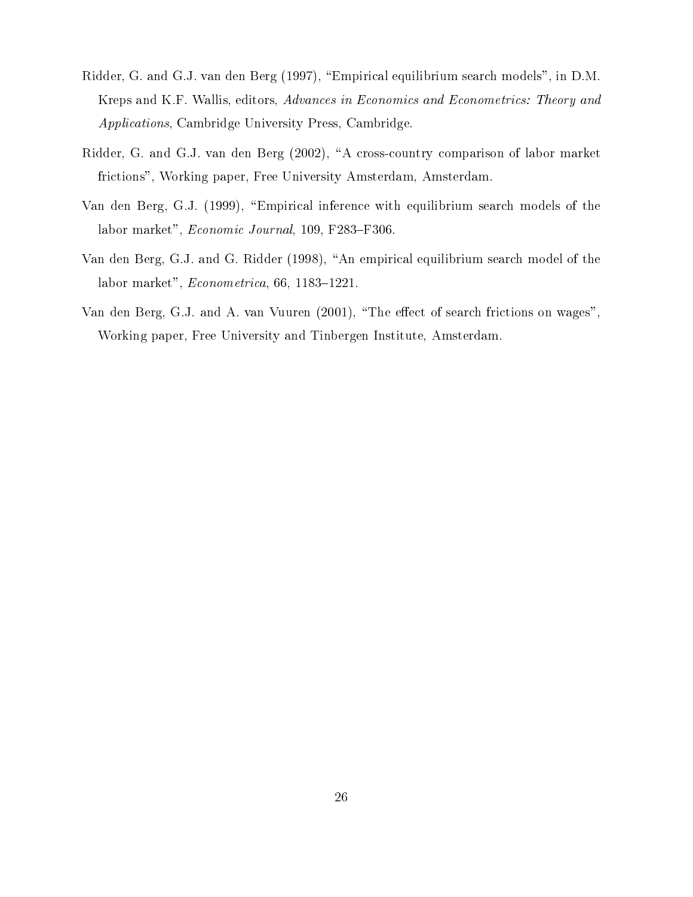Ridder, G. and G.J. van den Berg (1997), "Empirical equilibrium search models", in D.M. Kreps and K.F. Wallis, editors, *Advances in Economics and Econometrics: Theory and Applications*, Cambridge University Press, Cambridge.

Ridder, G. and G.J. van den Berg (2002), "A cross-country comparison of labor market frictions", Working paper, Free University Amsterdam, Amsterdam.

Van den Berg, G.J. (1999), "Empirical inference with equilibrium search models of the labor market", *Economic Journal*, 109, F283–F306.

Van den Berg, G.J. and G. Ridder (1998), "An empirical equilibrium search model of the labor market", *Econometrica*, 66, 1183–1221.

Van den Berg, G.J. and A. van Vuuren (2001), "The effect of search frictions on wages", Working paper, Free University and Tinbergen Institute, Amsterdam.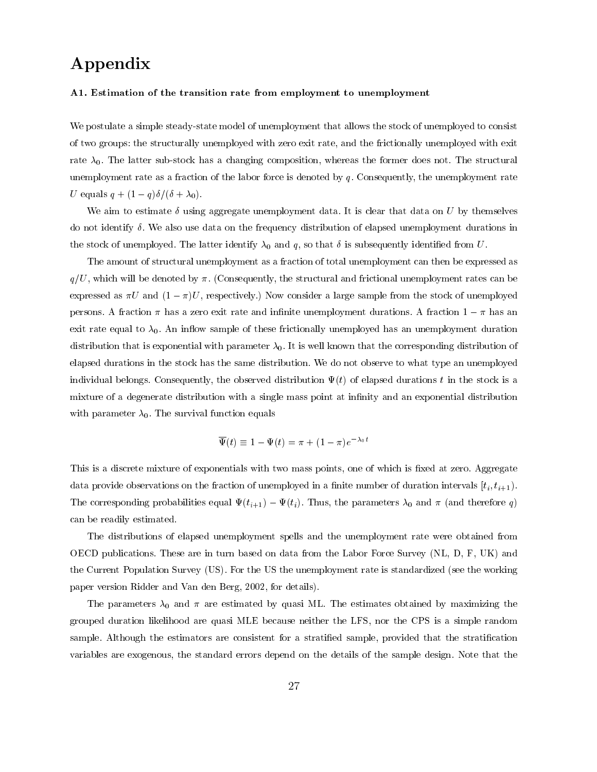# Appendix

### A1. Estimation of the transition rate from employment to unemployment

We postulate a simple steady-state model of unemployment that allows the stock of unemployed to consist of two groups: the structurally unemployed with zero exit rate, and the frictionally unemployed with exit rate $\lambda_0$. The latter sub-stock has a changing composition, whereas the former does not. The structural unemployment rate as a fraction of the labor force is denoted by $q$. Consequently, the unemployment rate $U$ equals $q + (1-q)\delta/(\delta + \lambda_0)$.

We aim to estimate $\delta$ using aggregate unemployment data. It is clear that data on $U$ by themselves do not identify $\delta$. We also use data on the frequency distribution of elapsed unemployment durations in the stock of unemployed. The latter identify $\lambda_0$ and $q$, so that $\delta$ is subsequently identified from $U$.

The amount of structural unemployment as a fraction of total unemployment can then be expressed as $q/U$, which will be denoted by $\pi$. (Consequently, the structural and frictional unemployment rates can be expressed as $\pi U$ and $(1-\pi)U$, respectively.) Now consider a large sample from the stock of unemployed persons. A fraction $\pi$ has a zero exit rate and infinite unemployment durations. A fraction $1-\pi$ has an exit rate equal to $\lambda_0$. An inflow sample of these frictionally unemployed has an unemployment duration distribution that is exponential with parameter $\lambda_0$. It is well known that the corresponding distribution of elapsed durations in the stock has the same distribution. We do not observe to what type an unemployed individual belongs. Consequently, the observed distribution $\Psi(t)$ of elapsed durations $t$ in the stock is a mixture of a degenerate distribution with a single mass point at infinity and an exponential distribution with parameter $\lambda_0$. The survival function equals

$$\overline{\Psi}(t) \equiv 1 - \Psi(t) = \pi + (1-\pi)e^{-\lambda_0 t}$$

This is a discrete mixture of exponentials with two mass points, one of which is fixed at zero. Aggregate data provide observations on the fraction of unemployed in a finite number of duration intervals $[t_i, t_{i+1})$. The corresponding probabilities equal $\Psi(t_{i+1}) - \Psi(t_i)$. Thus, the parameters $\lambda_0$ and $\pi$ (and therefore $q$) can be readily estimated.

The distributions of elapsed unemployment spells and the unemployment rate were obtained from OECD publications. These are in turn based on data from the Labor Force Survey (NL, D, F, UK) and the Current Population Survey (US). For the US the unemployment rate is standardized (see the working paper version Ridder and Van den Berg, 2002, for details).

The parameters $\lambda_0$ and $\pi$ are estimated by quasi ML. The estimates obtained by maximizing the grouped duration likelihood are quasi MLE because neither the LFS, nor the CPS is a simple random sample. Although the estimators are consistent for a stratified sample, provided that the stratification variables are exogenous, the standard errors depend on the details of the sample design. Note that the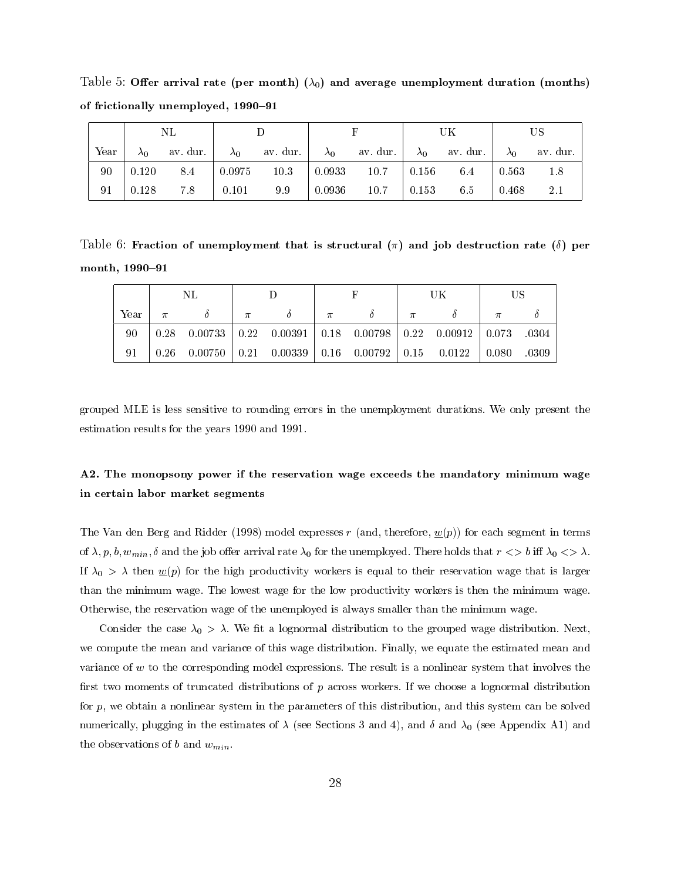Table 5: **Offer arrival rate (per month) ($\lambda_0$) and average unemployment duration (months) of frictionally unemployed, 1990–91**

| | NL | | D | | F | | UK | | US | |
|---|---|---|---|---|---|---|---|---|---|---|
| Year | $\lambda_0$ | av. dur. | $\lambda_0$ | av. dur. | $\lambda_0$ | av. dur. | $\lambda_0$ | av. dur. | $\lambda_0$ | av. dur. |
| 90 | 0.120 | 8.4 | 0.0975 | 10.3 | 0.0933 | 10.7 | 0.156 | 6.4 | 0.563 | 1.8 |
| 91 | 0.128 | 7.8 | 0.101 | 9.9 | 0.0936 | 10.7 | 0.153 | 6.5 | 0.468 | 2.1 |

Table 6: **Fraction of unemployment that is structural ($\pi$) and job destruction rate ($\delta$) per month, 1990–91**

| | NL | | D | | F | | UK | | US | |
|---|---|---|---|---|---|---|---|---|---|---|
| Year | $\pi$ | $\delta$ | $\pi$ | $\delta$ | $\pi$ | $\delta$ | $\pi$ | $\delta$ | $\pi$ | $\delta$ |
| 90 | 0.28 | 0.00733 | 0.22 | 0.00391 | 0.18 | 0.00798 | 0.22 | 0.00912 | 0.073 | .0304 |
| 91 | 0.26 | 0.00750 | 0.21 | 0.00339 | 0.16 | 0.00792 | 0.15 | 0.0122 | 0.080 | .0309 |

grouped MLE is less sensitive to rounding errors in the unemployment durations. We only present the estimation results for the years 1990 and 1991.

**A2. The monopsony power if the reservation wage exceeds the mandatory minimum wage in certain labor market segments**

The Van den Berg and Ridder (1998) model expresses $r$ (and, therefore, $\underline{w}(p)$) for each segment in terms of $\lambda, p, b, w_{min}, \delta$ and the job offer arrival rate $\lambda_0$ for the unemployed. There holds that $r <> b$ iff $\lambda_0 <> \lambda$. If $\lambda_0 > \lambda$ then $\underline{w}(p)$ for the high productivity workers is equal to their reservation wage that is larger than the minimum wage. The lowest wage for the low productivity workers is then the minimum wage. Otherwise, the reservation wage of the unemployed is always smaller than the minimum wage.

Consider the case $\lambda_0 > \lambda$. We fit a lognormal distribution to the grouped wage distribution. Next, we compute the mean and variance of this wage distribution. Finally, we equate the estimated mean and variance of $w$ to the corresponding model expressions. The result is a nonlinear system that involves the first two moments of truncated distributions of $p$ across workers. If we choose a lognormal distribution for $p$, we obtain a nonlinear system in the parameters of this distribution, and this system can be solved numerically, plugging in the estimates of $\lambda$ (see Sections 3 and 4), and $\delta$ and $\lambda_0$ (see Appendix A1) and the observations of $b$ and $w_{min}$.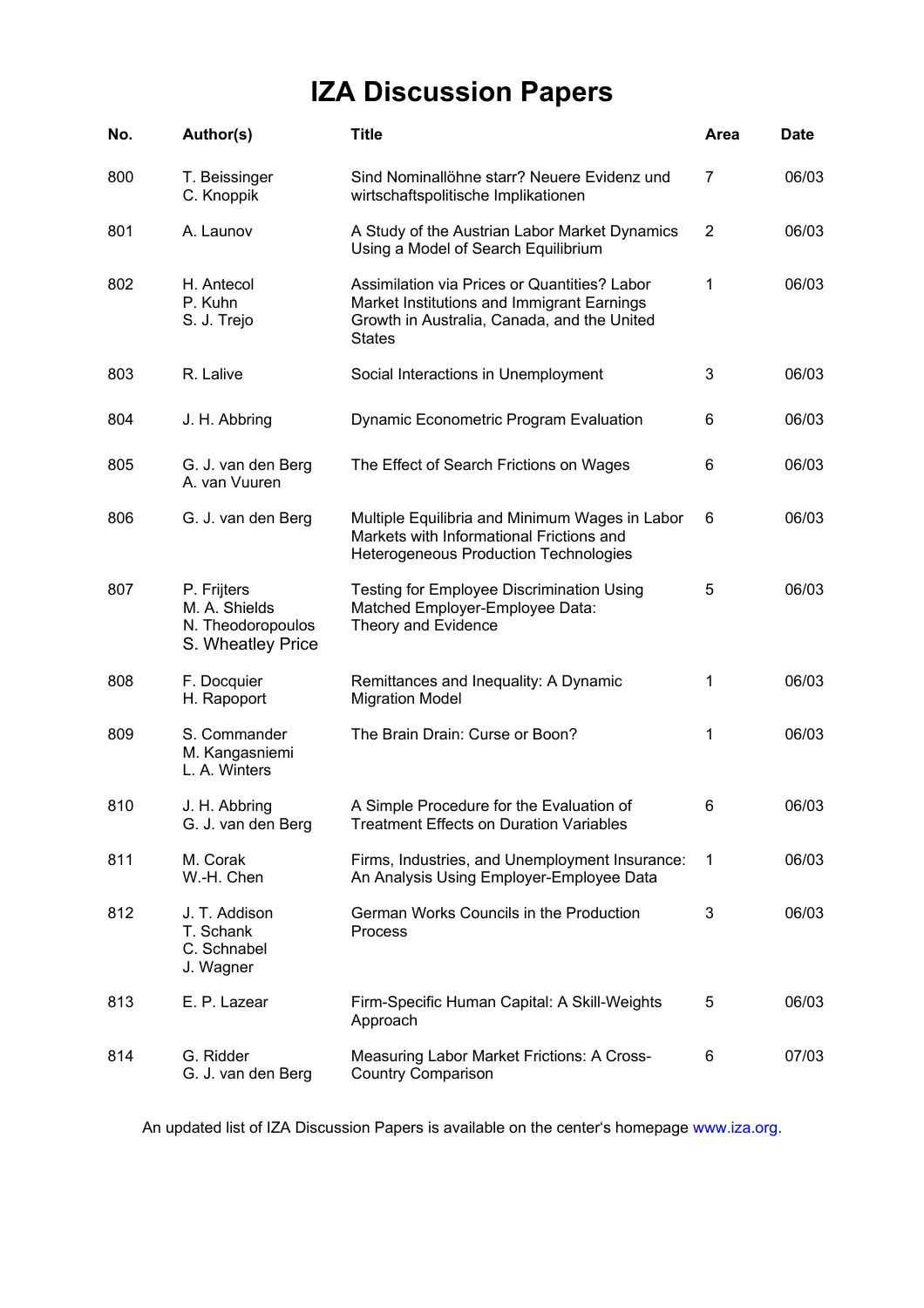# IZA Discussion Papers

| No. | Author(s) | Title | Area | Date |
|---|---|---|---|---|
| 800 | T. Beissinger<br>C. Knoppik | Sind Nominallöhne starr? Neuere Evidenz und wirtschaftspolitische Implikationen | 7 | 06/03 |
| 801 | A. Launov | A Study of the Austrian Labor Market Dynamics Using a Model of Search Equilibrium | 2 | 06/03 |
| 802 | H. Antecol<br>P. Kuhn<br>S. J. Trejo | Assimilation via Prices or Quantities? Labor Market Institutions and Immigrant Earnings Growth in Australia, Canada, and the United States | 1 | 06/03 |
| 803 | R. Lalive | Social Interactions in Unemployment | 3 | 06/03 |
| 804 | J. H. Abbring | Dynamic Econometric Program Evaluation | 6 | 06/03 |
| 805 | G. J. van den Berg<br>A. van Vuuren | The Effect of Search Frictions on Wages | 6 | 06/03 |
| 806 | G. J. van den Berg | Multiple Equilibria and Minimum Wages in Labor Markets with Informational Frictions and Heterogeneous Production Technologies | 6 | 06/03 |
| 807 | P. Frijters<br>M. A. Shields<br>N. Theodoropoulos<br>S. Wheatley Price | Testing for Employee Discrimination Using Matched Employer-Employee Data: Theory and Evidence | 5 | 06/03 |
| 808 | F. Docquier<br>H. Rapoport | Remittances and Inequality: A Dynamic Migration Model | 1 | 06/03 |
| 809 | S. Commander<br>M. Kangasniemi<br>L. A. Winters | The Brain Drain: Curse or Boon? | 1 | 06/03 |
| 810 | J. H. Abbring<br>G. J. van den Berg | A Simple Procedure for the Evaluation of Treatment Effects on Duration Variables | 6 | 06/03 |
| 811 | M. Corak<br>W.-H. Chen | Firms, Industries, and Unemployment Insurance: An Analysis Using Employer-Employee Data | 1 | 06/03 |
| 812 | J. T. Addison<br>T. Schank<br>C. Schnabel<br>J. Wagner | German Works Councils in the Production Process | 3 | 06/03 |
| 813 | E. P. Lazear | Firm-Specific Human Capital: A Skill-Weights Approach | 5 | 06/03 |
| 814 | G. Ridder<br>G. J. van den Berg | Measuring Labor Market Frictions: A Cross-Country Comparison | 6 | 07/03 |

An updated list of IZA Discussion Papers is available on the center's homepage www.iza.org.